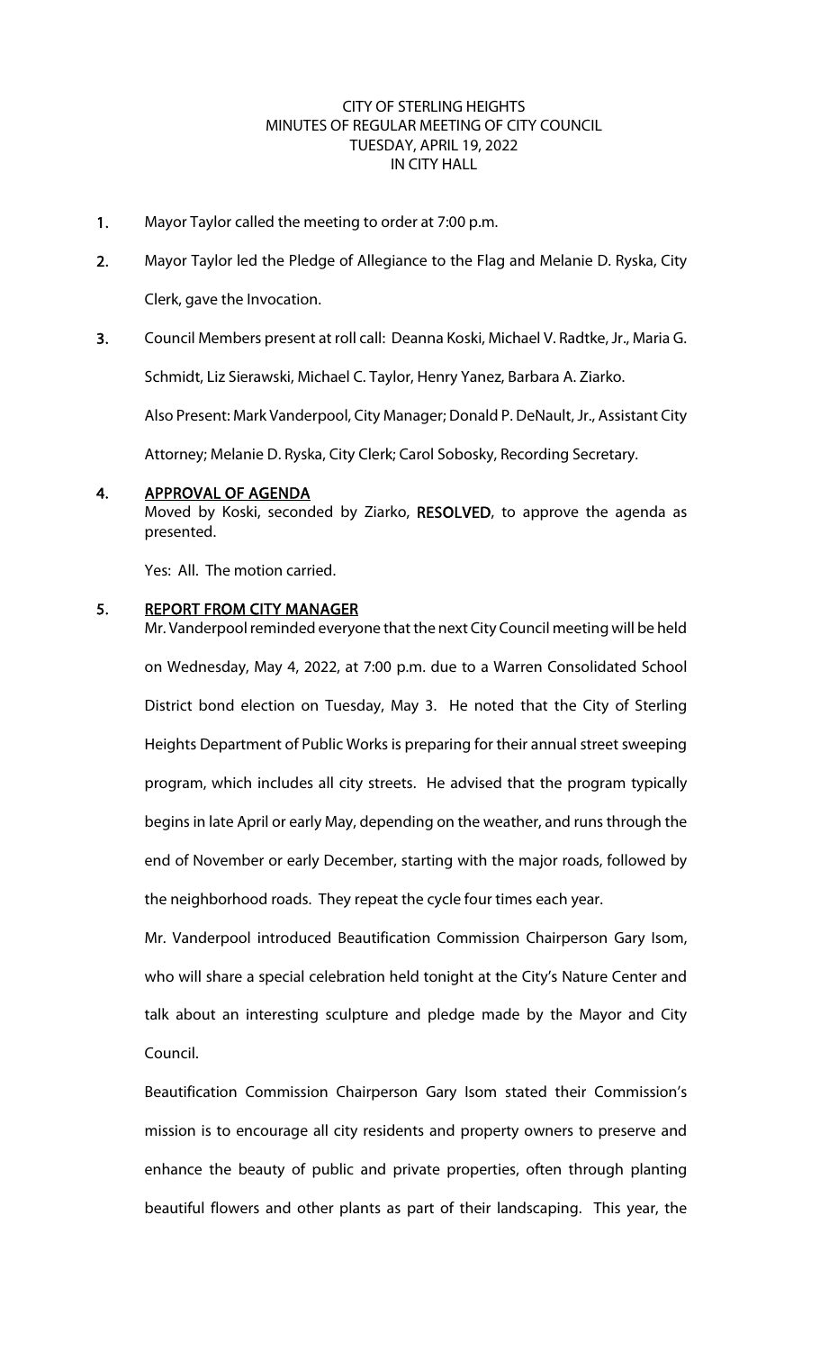CITY OF STERLING HEIGHTS
MINUTES OF REGULAR MEETING OF CITY COUNCIL
TUESDAY, APRIL 19, 2022
IN CITY HALL

1. Mayor Taylor called the meeting to order at 7:00 p.m.

2. Mayor Taylor led the Pledge of Allegiance to the Flag and Melanie D. Ryska, City Clerk, gave the Invocation.

3. Council Members present at roll call: Deanna Koski, Michael V. Radtke, Jr., Maria G. Schmidt, Liz Sierawski, Michael C. Taylor, Henry Yanez, Barbara A. Ziarko.

   Also Present: Mark Vanderpool, City Manager; Donald P. DeNault, Jr., Assistant City Attorney; Melanie D. Ryska, City Clerk; Carol Sobosky, Recording Secretary.

4. **APPROVAL OF AGENDA**

   Moved by Koski, seconded by Ziarko, **RESOLVED**, to approve the agenda as presented.

   Yes: All. The motion carried.

5. **REPORT FROM CITY MANAGER**

   Mr. Vanderpool reminded everyone that the next City Council meeting will be held on Wednesday, May 4, 2022, at 7:00 p.m. due to a Warren Consolidated School District bond election on Tuesday, May 3. He noted that the City of Sterling Heights Department of Public Works is preparing for their annual street sweeping program, which includes all city streets. He advised that the program typically begins in late April or early May, depending on the weather, and runs through the end of November or early December, starting with the major roads, followed by the neighborhood roads. They repeat the cycle four times each year.

   Mr. Vanderpool introduced Beautification Commission Chairperson Gary Isom, who will share a special celebration held tonight at the City's Nature Center and talk about an interesting sculpture and pledge made by the Mayor and City Council.

   Beautification Commission Chairperson Gary Isom stated their Commission's mission is to encourage all city residents and property owners to preserve and enhance the beauty of public and private properties, often through planting beautiful flowers and other plants as part of their landscaping. This year, the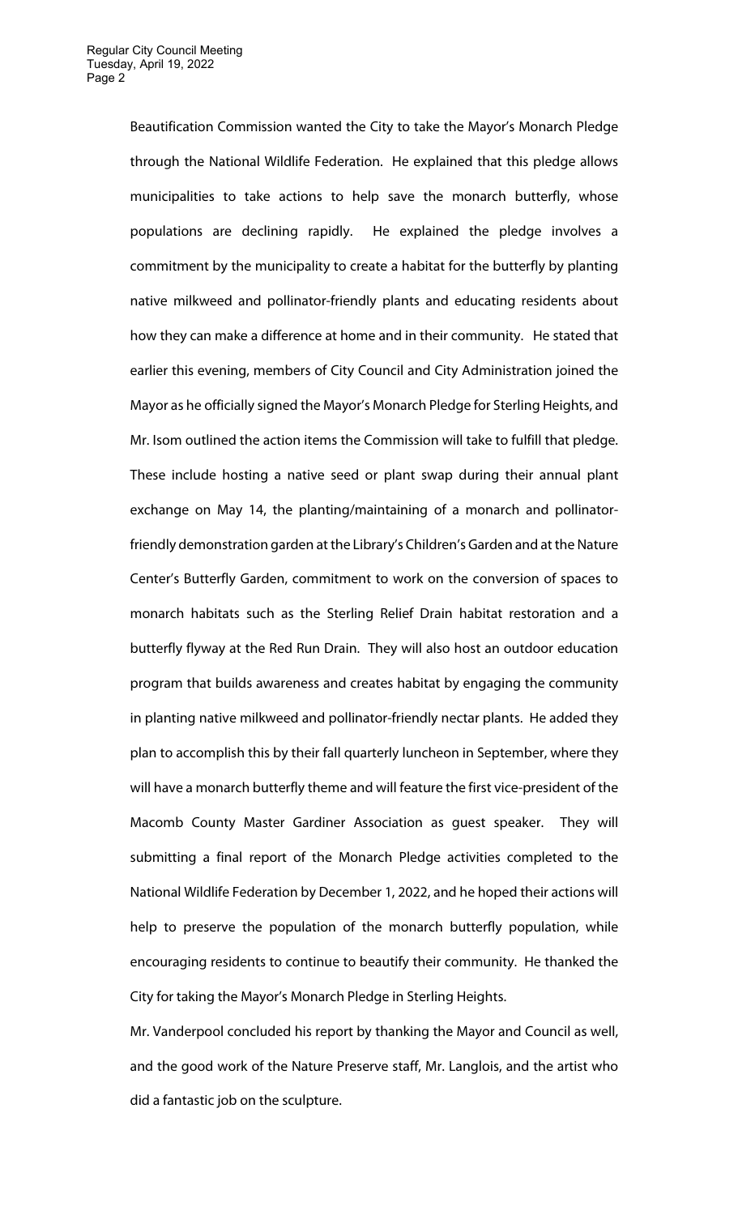Beautification Commission wanted the City to take the Mayor's Monarch Pledge through the National Wildlife Federation. He explained that this pledge allows municipalities to take actions to help save the monarch butterfly, whose populations are declining rapidly. He explained the pledge involves a commitment by the municipality to create a habitat for the butterfly by planting native milkweed and pollinator-friendly plants and educating residents about how they can make a difference at home and in their community. He stated that earlier this evening, members of City Council and City Administration joined the Mayor as he officially signed the Mayor's Monarch Pledge for Sterling Heights, and Mr. Isom outlined the action items the Commission will take to fulfill that pledge. These include hosting a native seed or plant swap during their annual plant exchange on May 14, the planting/maintaining of a monarch and pollinator-friendly demonstration garden at the Library's Children's Garden and at the Nature Center's Butterfly Garden, commitment to work on the conversion of spaces to monarch habitats such as the Sterling Relief Drain habitat restoration and a butterfly flyway at the Red Run Drain. They will also host an outdoor education program that builds awareness and creates habitat by engaging the community in planting native milkweed and pollinator-friendly nectar plants. He added they plan to accomplish this by their fall quarterly luncheon in September, where they will have a monarch butterfly theme and will feature the first vice-president of the Macomb County Master Gardiner Association as guest speaker. They will submitting a final report of the Monarch Pledge activities completed to the National Wildlife Federation by December 1, 2022, and he hoped their actions will help to preserve the population of the monarch butterfly population, while encouraging residents to continue to beautify their community. He thanked the City for taking the Mayor's Monarch Pledge in Sterling Heights.

Mr. Vanderpool concluded his report by thanking the Mayor and Council as well, and the good work of the Nature Preserve staff, Mr. Langlois, and the artist who did a fantastic job on the sculpture.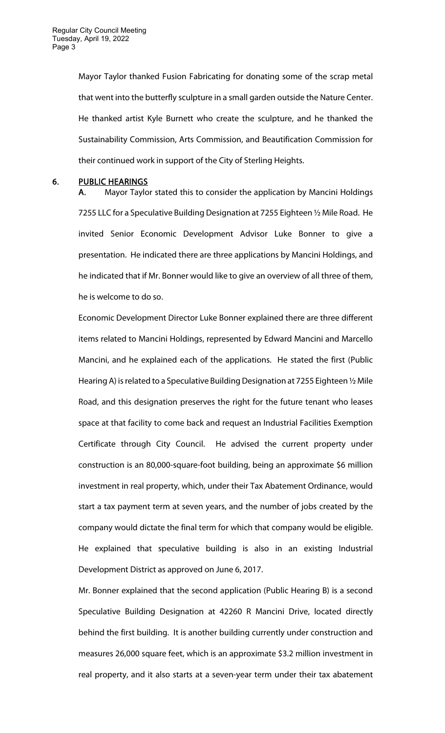Mayor Taylor thanked Fusion Fabricating for donating some of the scrap metal that went into the butterfly sculpture in a small garden outside the Nature Center. He thanked artist Kyle Burnett who create the sculpture, and he thanked the Sustainability Commission, Arts Commission, and Beautification Commission for their continued work in support of the City of Sterling Heights.

## 6. PUBLIC HEARINGS

**A.** Mayor Taylor stated this to consider the application by Mancini Holdings 7255 LLC for a Speculative Building Designation at 7255 Eighteen ½ Mile Road. He invited Senior Economic Development Advisor Luke Bonner to give a presentation. He indicated there are three applications by Mancini Holdings, and he indicated that if Mr. Bonner would like to give an overview of all three of them, he is welcome to do so.

Economic Development Director Luke Bonner explained there are three different items related to Mancini Holdings, represented by Edward Mancini and Marcello Mancini, and he explained each of the applications. He stated the first (Public Hearing A) is related to a Speculative Building Designation at 7255 Eighteen ½ Mile Road, and this designation preserves the right for the future tenant who leases space at that facility to come back and request an Industrial Facilities Exemption Certificate through City Council. He advised the current property under construction is an 80,000-square-foot building, being an approximate $6 million investment in real property, which, under their Tax Abatement Ordinance, would start a tax payment term at seven years, and the number of jobs created by the company would dictate the final term for which that company would be eligible. He explained that speculative building is also in an existing Industrial Development District as approved on June 6, 2017.

Mr. Bonner explained that the second application (Public Hearing B) is a second Speculative Building Designation at 42260 R Mancini Drive, located directly behind the first building. It is another building currently under construction and measures 26,000 square feet, which is an approximate $3.2 million investment in real property, and it also starts at a seven-year term under their tax abatement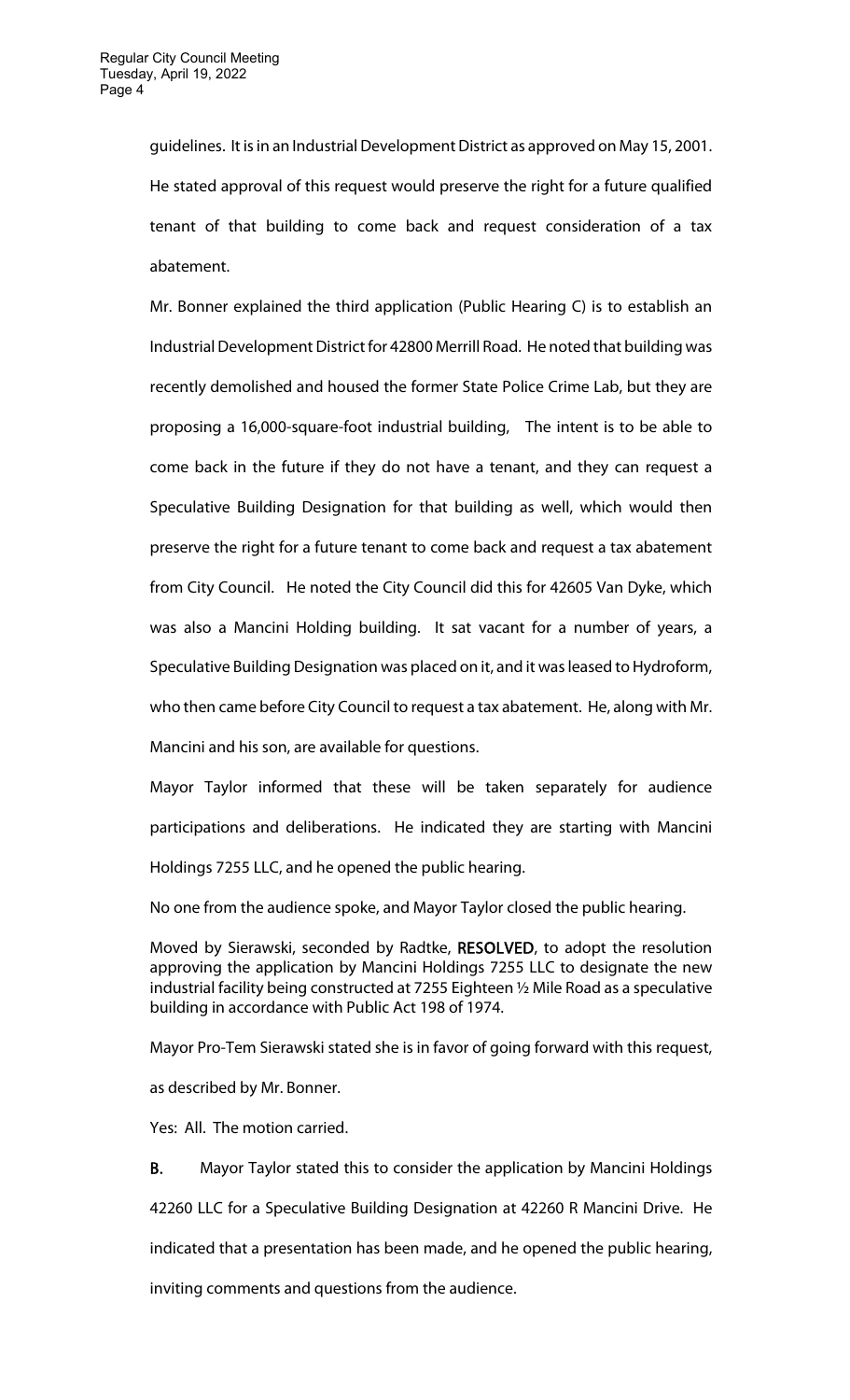guidelines. It is in an Industrial Development District as approved on May 15, 2001. He stated approval of this request would preserve the right for a future qualified tenant of that building to come back and request consideration of a tax abatement.

Mr. Bonner explained the third application (Public Hearing C) is to establish an Industrial Development District for 42800 Merrill Road. He noted that building was recently demolished and housed the former State Police Crime Lab, but they are proposing a 16,000-square-foot industrial building, The intent is to be able to come back in the future if they do not have a tenant, and they can request a Speculative Building Designation for that building as well, which would then preserve the right for a future tenant to come back and request a tax abatement from City Council. He noted the City Council did this for 42605 Van Dyke, which was also a Mancini Holding building. It sat vacant for a number of years, a Speculative Building Designation was placed on it, and it was leased to Hydroform, who then came before City Council to request a tax abatement. He, along with Mr. Mancini and his son, are available for questions.

Mayor Taylor informed that these will be taken separately for audience participations and deliberations. He indicated they are starting with Mancini Holdings 7255 LLC, and he opened the public hearing.

No one from the audience spoke, and Mayor Taylor closed the public hearing.

Moved by Sierawski, seconded by Radtke, **RESOLVED**, to adopt the resolution approving the application by Mancini Holdings 7255 LLC to designate the new industrial facility being constructed at 7255 Eighteen ½ Mile Road as a speculative building in accordance with Public Act 198 of 1974.

Mayor Pro-Tem Sierawski stated she is in favor of going forward with this request, as described by Mr. Bonner.

Yes: All. The motion carried.

**B.** Mayor Taylor stated this to consider the application by Mancini Holdings 42260 LLC for a Speculative Building Designation at 42260 R Mancini Drive. He indicated that a presentation has been made, and he opened the public hearing, inviting comments and questions from the audience.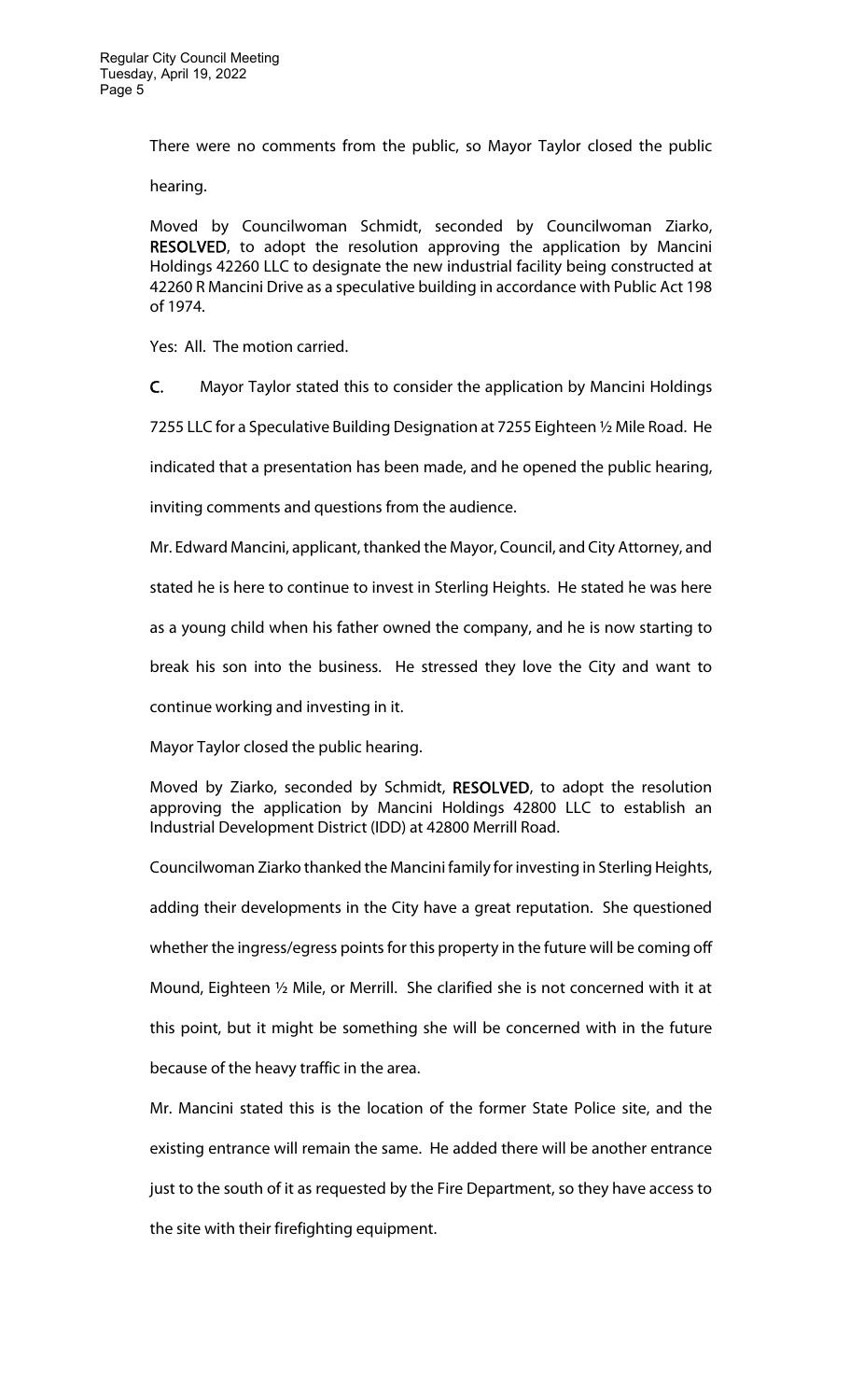There were no comments from the public, so Mayor Taylor closed the public hearing.

Moved by Councilwoman Schmidt, seconded by Councilwoman Ziarko, **RESOLVED**, to adopt the resolution approving the application by Mancini Holdings 42260 LLC to designate the new industrial facility being constructed at 42260 R Mancini Drive as a speculative building in accordance with Public Act 198 of 1974.

Yes: All. The motion carried.

**C.** Mayor Taylor stated this to consider the application by Mancini Holdings 7255 LLC for a Speculative Building Designation at 7255 Eighteen ½ Mile Road. He indicated that a presentation has been made, and he opened the public hearing, inviting comments and questions from the audience.

Mr. Edward Mancini, applicant, thanked the Mayor, Council, and City Attorney, and stated he is here to continue to invest in Sterling Heights. He stated he was here as a young child when his father owned the company, and he is now starting to break his son into the business. He stressed they love the City and want to continue working and investing in it.

Mayor Taylor closed the public hearing.

Moved by Ziarko, seconded by Schmidt, **RESOLVED**, to adopt the resolution approving the application by Mancini Holdings 42800 LLC to establish an Industrial Development District (IDD) at 42800 Merrill Road.

Councilwoman Ziarko thanked the Mancini family for investing in Sterling Heights, adding their developments in the City have a great reputation. She questioned whether the ingress/egress points for this property in the future will be coming off Mound, Eighteen ½ Mile, or Merrill. She clarified she is not concerned with it at this point, but it might be something she will be concerned with in the future because of the heavy traffic in the area.

Mr. Mancini stated this is the location of the former State Police site, and the existing entrance will remain the same. He added there will be another entrance just to the south of it as requested by the Fire Department, so they have access to the site with their firefighting equipment.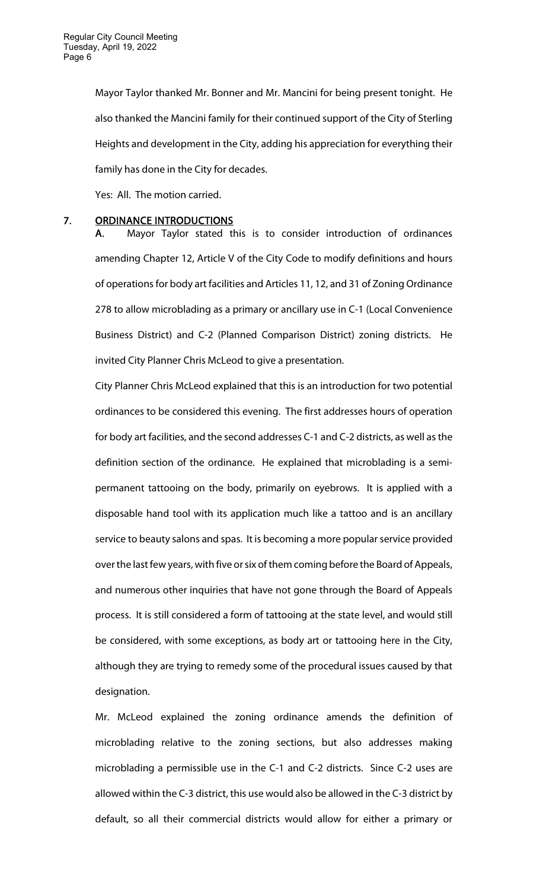Mayor Taylor thanked Mr. Bonner and Mr. Mancini for being present tonight. He also thanked the Mancini family for their continued support of the City of Sterling Heights and development in the City, adding his appreciation for everything their family has done in the City for decades.

Yes: All. The motion carried.

## 7. ORDINANCE INTRODUCTIONS

**A.** Mayor Taylor stated this is to consider introduction of ordinances amending Chapter 12, Article V of the City Code to modify definitions and hours of operations for body art facilities and Articles 11, 12, and 31 of Zoning Ordinance 278 to allow microblading as a primary or ancillary use in C-1 (Local Convenience Business District) and C-2 (Planned Comparison District) zoning districts. He invited City Planner Chris McLeod to give a presentation.

City Planner Chris McLeod explained that this is an introduction for two potential ordinances to be considered this evening. The first addresses hours of operation for body art facilities, and the second addresses C-1 and C-2 districts, as well as the definition section of the ordinance. He explained that microblading is a semi-permanent tattooing on the body, primarily on eyebrows. It is applied with a disposable hand tool with its application much like a tattoo and is an ancillary service to beauty salons and spas. It is becoming a more popular service provided over the last few years, with five or six of them coming before the Board of Appeals, and numerous other inquiries that have not gone through the Board of Appeals process. It is still considered a form of tattooing at the state level, and would still be considered, with some exceptions, as body art or tattooing here in the City, although they are trying to remedy some of the procedural issues caused by that designation.

Mr. McLeod explained the zoning ordinance amends the definition of microblading relative to the zoning sections, but also addresses making microblading a permissible use in the C-1 and C-2 districts. Since C-2 uses are allowed within the C-3 district, this use would also be allowed in the C-3 district by default, so all their commercial districts would allow for either a primary or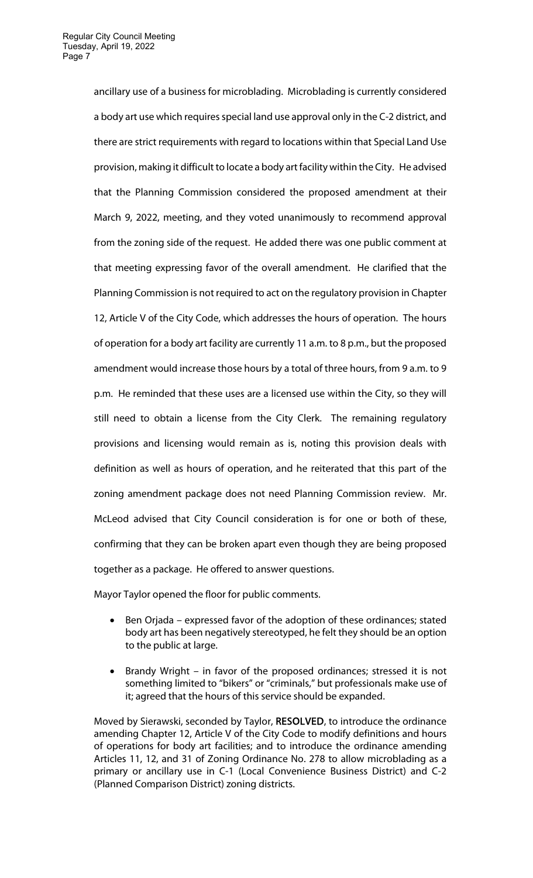ancillary use of a business for microblading. Microblading is currently considered a body art use which requires special land use approval only in the C-2 district, and there are strict requirements with regard to locations within that Special Land Use provision, making it difficult to locate a body art facility within the City. He advised that the Planning Commission considered the proposed amendment at their March 9, 2022, meeting, and they voted unanimously to recommend approval from the zoning side of the request. He added there was one public comment at that meeting expressing favor of the overall amendment. He clarified that the Planning Commission is not required to act on the regulatory provision in Chapter 12, Article V of the City Code, which addresses the hours of operation. The hours of operation for a body art facility are currently 11 a.m. to 8 p.m., but the proposed amendment would increase those hours by a total of three hours, from 9 a.m. to 9 p.m. He reminded that these uses are a licensed use within the City, so they will still need to obtain a license from the City Clerk. The remaining regulatory provisions and licensing would remain as is, noting this provision deals with definition as well as hours of operation, and he reiterated that this part of the zoning amendment package does not need Planning Commission review. Mr. McLeod advised that City Council consideration is for one or both of these, confirming that they can be broken apart even though they are being proposed together as a package. He offered to answer questions.

Mayor Taylor opened the floor for public comments.

- Ben Orjada – expressed favor of the adoption of these ordinances; stated body art has been negatively stereotyped, he felt they should be an option to the public at large.
- Brandy Wright – in favor of the proposed ordinances; stressed it is not something limited to "bikers" or "criminals," but professionals make use of it; agreed that the hours of this service should be expanded.

Moved by Sierawski, seconded by Taylor, **RESOLVED**, to introduce the ordinance amending Chapter 12, Article V of the City Code to modify definitions and hours of operations for body art facilities; and to introduce the ordinance amending Articles 11, 12, and 31 of Zoning Ordinance No. 278 to allow microblading as a primary or ancillary use in C-1 (Local Convenience Business District) and C-2 (Planned Comparison District) zoning districts.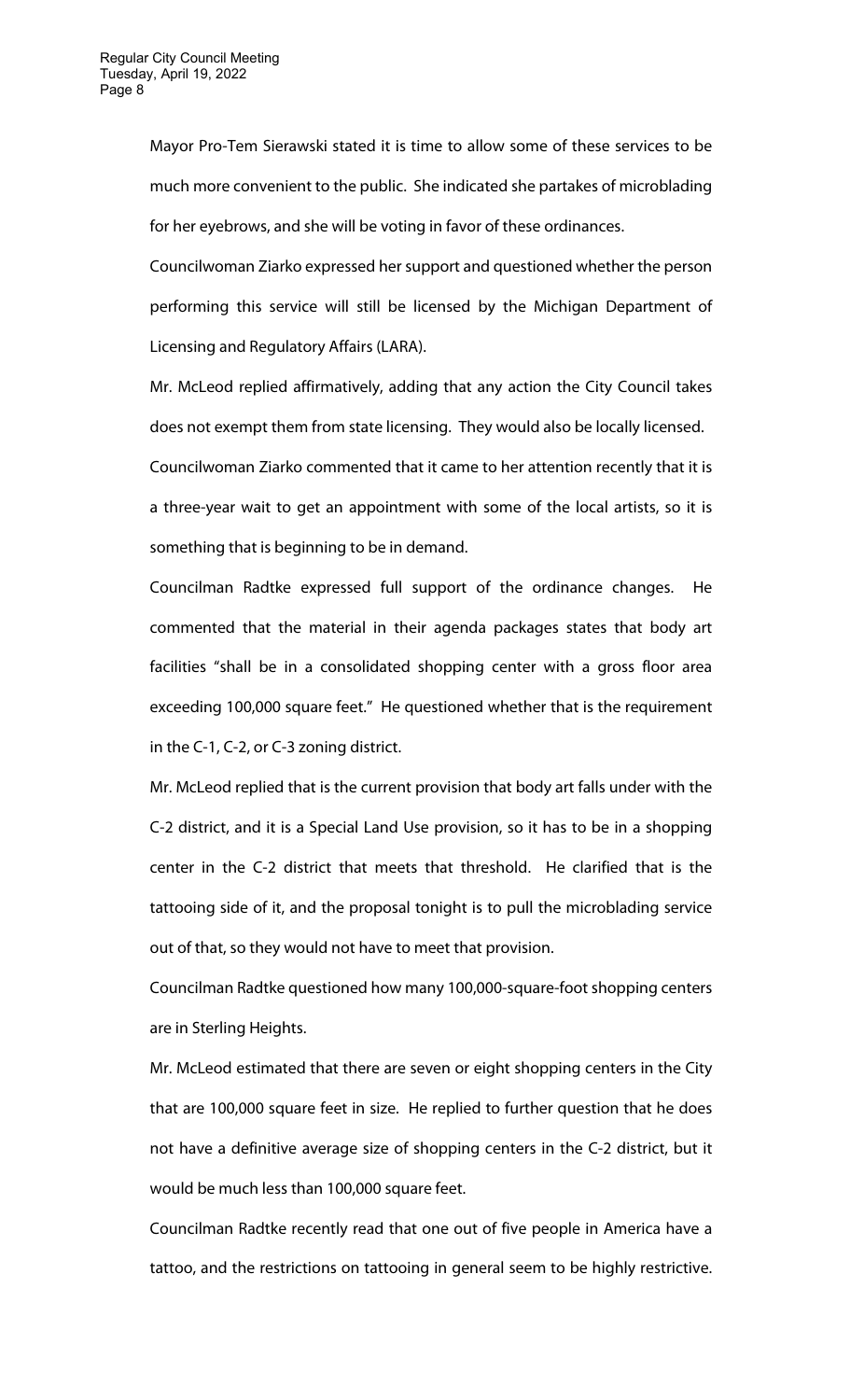Mayor Pro-Tem Sierawski stated it is time to allow some of these services to be much more convenient to the public. She indicated she partakes of microblading for her eyebrows, and she will be voting in favor of these ordinances.

Councilwoman Ziarko expressed her support and questioned whether the person performing this service will still be licensed by the Michigan Department of Licensing and Regulatory Affairs (LARA).

Mr. McLeod replied affirmatively, adding that any action the City Council takes does not exempt them from state licensing. They would also be locally licensed.

Councilwoman Ziarko commented that it came to her attention recently that it is a three-year wait to get an appointment with some of the local artists, so it is something that is beginning to be in demand.

Councilman Radtke expressed full support of the ordinance changes. He commented that the material in their agenda packages states that body art facilities "shall be in a consolidated shopping center with a gross floor area exceeding 100,000 square feet." He questioned whether that is the requirement in the C-1, C-2, or C-3 zoning district.

Mr. McLeod replied that is the current provision that body art falls under with the C-2 district, and it is a Special Land Use provision, so it has to be in a shopping center in the C-2 district that meets that threshold. He clarified that is the tattooing side of it, and the proposal tonight is to pull the microblading service out of that, so they would not have to meet that provision.

Councilman Radtke questioned how many 100,000-square-foot shopping centers are in Sterling Heights.

Mr. McLeod estimated that there are seven or eight shopping centers in the City that are 100,000 square feet in size. He replied to further question that he does not have a definitive average size of shopping centers in the C-2 district, but it would be much less than 100,000 square feet.

Councilman Radtke recently read that one out of five people in America have a tattoo, and the restrictions on tattooing in general seem to be highly restrictive.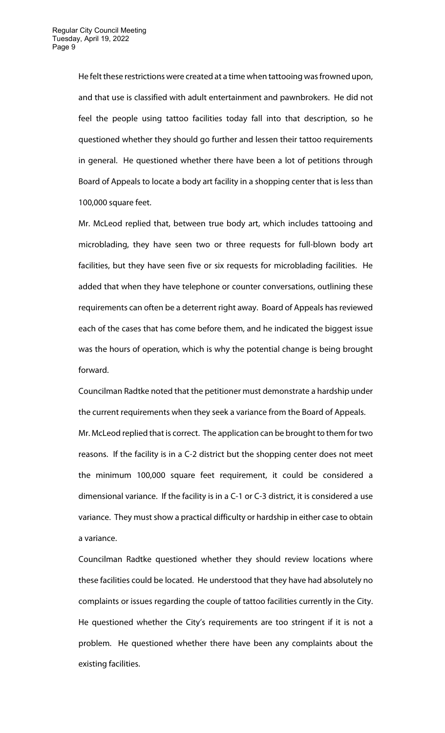He felt these restrictions were created at a time when tattooing was frowned upon, and that use is classified with adult entertainment and pawnbrokers. He did not feel the people using tattoo facilities today fall into that description, so he questioned whether they should go further and lessen their tattoo requirements in general. He questioned whether there have been a lot of petitions through Board of Appeals to locate a body art facility in a shopping center that is less than 100,000 square feet.

Mr. McLeod replied that, between true body art, which includes tattooing and microblading, they have seen two or three requests for full-blown body art facilities, but they have seen five or six requests for microblading facilities. He added that when they have telephone or counter conversations, outlining these requirements can often be a deterrent right away. Board of Appeals has reviewed each of the cases that has come before them, and he indicated the biggest issue was the hours of operation, which is why the potential change is being brought forward.

Councilman Radtke noted that the petitioner must demonstrate a hardship under the current requirements when they seek a variance from the Board of Appeals.

Mr. McLeod replied that is correct. The application can be brought to them for two reasons. If the facility is in a C-2 district but the shopping center does not meet the minimum 100,000 square feet requirement, it could be considered a dimensional variance. If the facility is in a C-1 or C-3 district, it is considered a use variance. They must show a practical difficulty or hardship in either case to obtain a variance.

Councilman Radtke questioned whether they should review locations where these facilities could be located. He understood that they have had absolutely no complaints or issues regarding the couple of tattoo facilities currently in the City. He questioned whether the City's requirements are too stringent if it is not a problem. He questioned whether there have been any complaints about the existing facilities.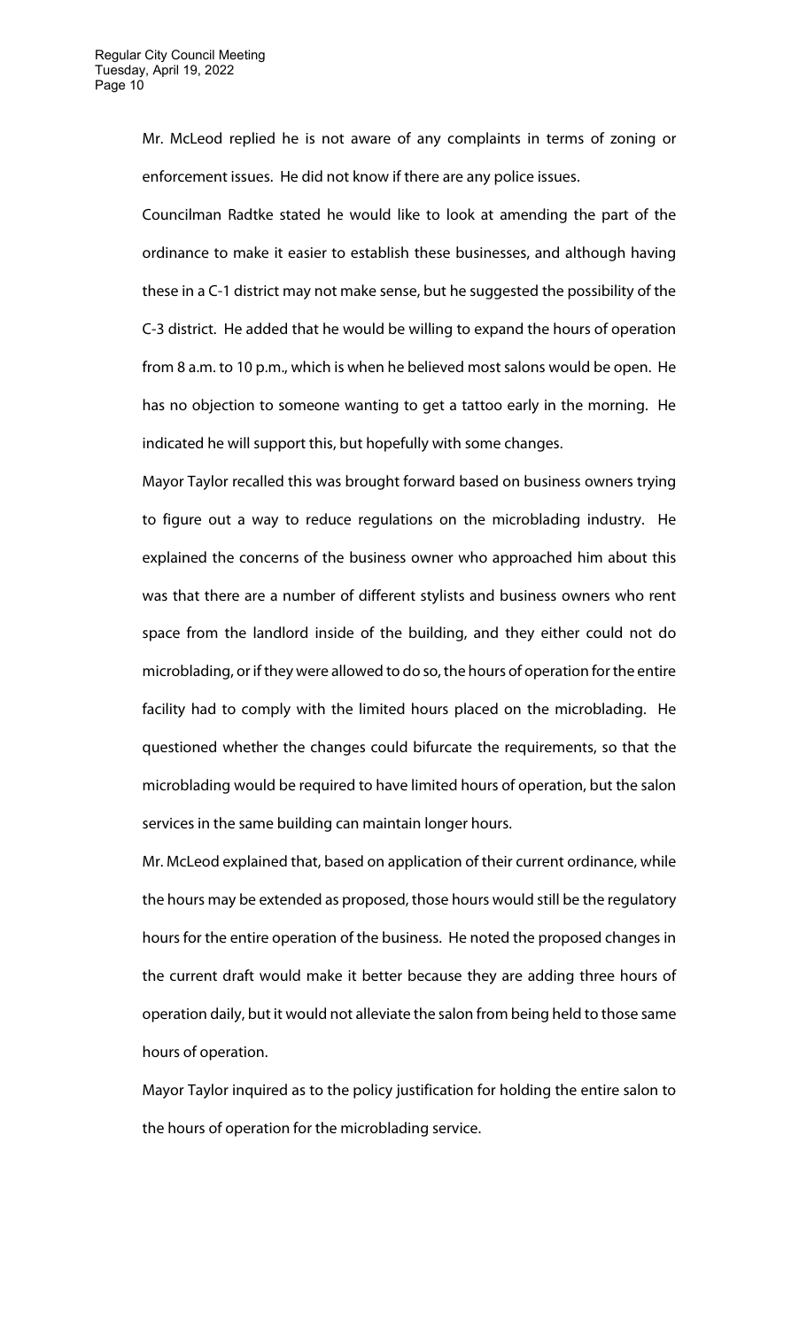Mr. McLeod replied he is not aware of any complaints in terms of zoning or enforcement issues. He did not know if there are any police issues.

Councilman Radtke stated he would like to look at amending the part of the ordinance to make it easier to establish these businesses, and although having these in a C-1 district may not make sense, but he suggested the possibility of the C-3 district. He added that he would be willing to expand the hours of operation from 8 a.m. to 10 p.m., which is when he believed most salons would be open. He has no objection to someone wanting to get a tattoo early in the morning. He indicated he will support this, but hopefully with some changes.

Mayor Taylor recalled this was brought forward based on business owners trying to figure out a way to reduce regulations on the microblading industry. He explained the concerns of the business owner who approached him about this was that there are a number of different stylists and business owners who rent space from the landlord inside of the building, and they either could not do microblading, or if they were allowed to do so, the hours of operation for the entire facility had to comply with the limited hours placed on the microblading. He questioned whether the changes could bifurcate the requirements, so that the microblading would be required to have limited hours of operation, but the salon services in the same building can maintain longer hours.

Mr. McLeod explained that, based on application of their current ordinance, while the hours may be extended as proposed, those hours would still be the regulatory hours for the entire operation of the business. He noted the proposed changes in the current draft would make it better because they are adding three hours of operation daily, but it would not alleviate the salon from being held to those same hours of operation.

Mayor Taylor inquired as to the policy justification for holding the entire salon to the hours of operation for the microblading service.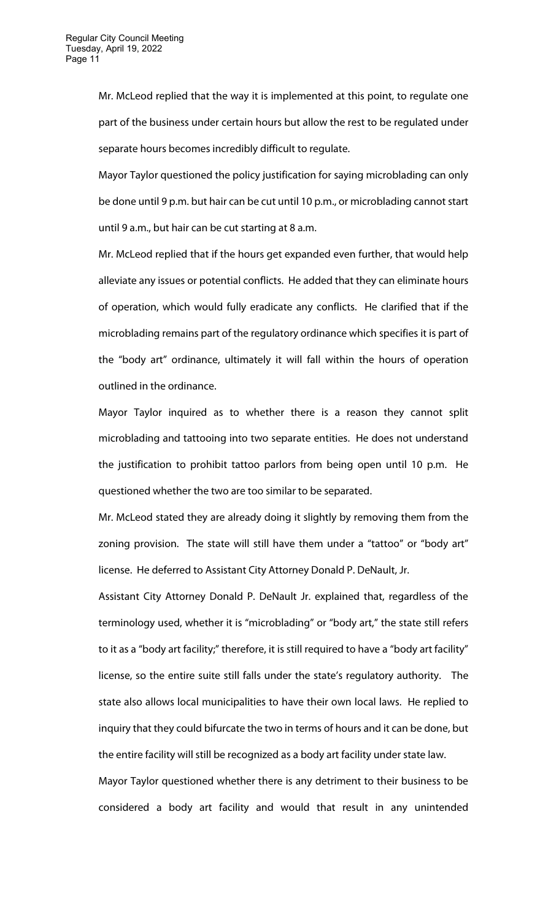Mr. McLeod replied that the way it is implemented at this point, to regulate one part of the business under certain hours but allow the rest to be regulated under separate hours becomes incredibly difficult to regulate.

Mayor Taylor questioned the policy justification for saying microblading can only be done until 9 p.m. but hair can be cut until 10 p.m., or microblading cannot start until 9 a.m., but hair can be cut starting at 8 a.m.

Mr. McLeod replied that if the hours get expanded even further, that would help alleviate any issues or potential conflicts. He added that they can eliminate hours of operation, which would fully eradicate any conflicts. He clarified that if the microblading remains part of the regulatory ordinance which specifies it is part of the "body art" ordinance, ultimately it will fall within the hours of operation outlined in the ordinance.

Mayor Taylor inquired as to whether there is a reason they cannot split microblading and tattooing into two separate entities. He does not understand the justification to prohibit tattoo parlors from being open until 10 p.m. He questioned whether the two are too similar to be separated.

Mr. McLeod stated they are already doing it slightly by removing them from the zoning provision. The state will still have them under a "tattoo" or "body art" license. He deferred to Assistant City Attorney Donald P. DeNault, Jr.

Assistant City Attorney Donald P. DeNault Jr. explained that, regardless of the terminology used, whether it is "microblading" or "body art," the state still refers to it as a "body art facility;" therefore, it is still required to have a "body art facility" license, so the entire suite still falls under the state's regulatory authority. The state also allows local municipalities to have their own local laws. He replied to inquiry that they could bifurcate the two in terms of hours and it can be done, but the entire facility will still be recognized as a body art facility under state law.

Mayor Taylor questioned whether there is any detriment to their business to be considered a body art facility and would that result in any unintended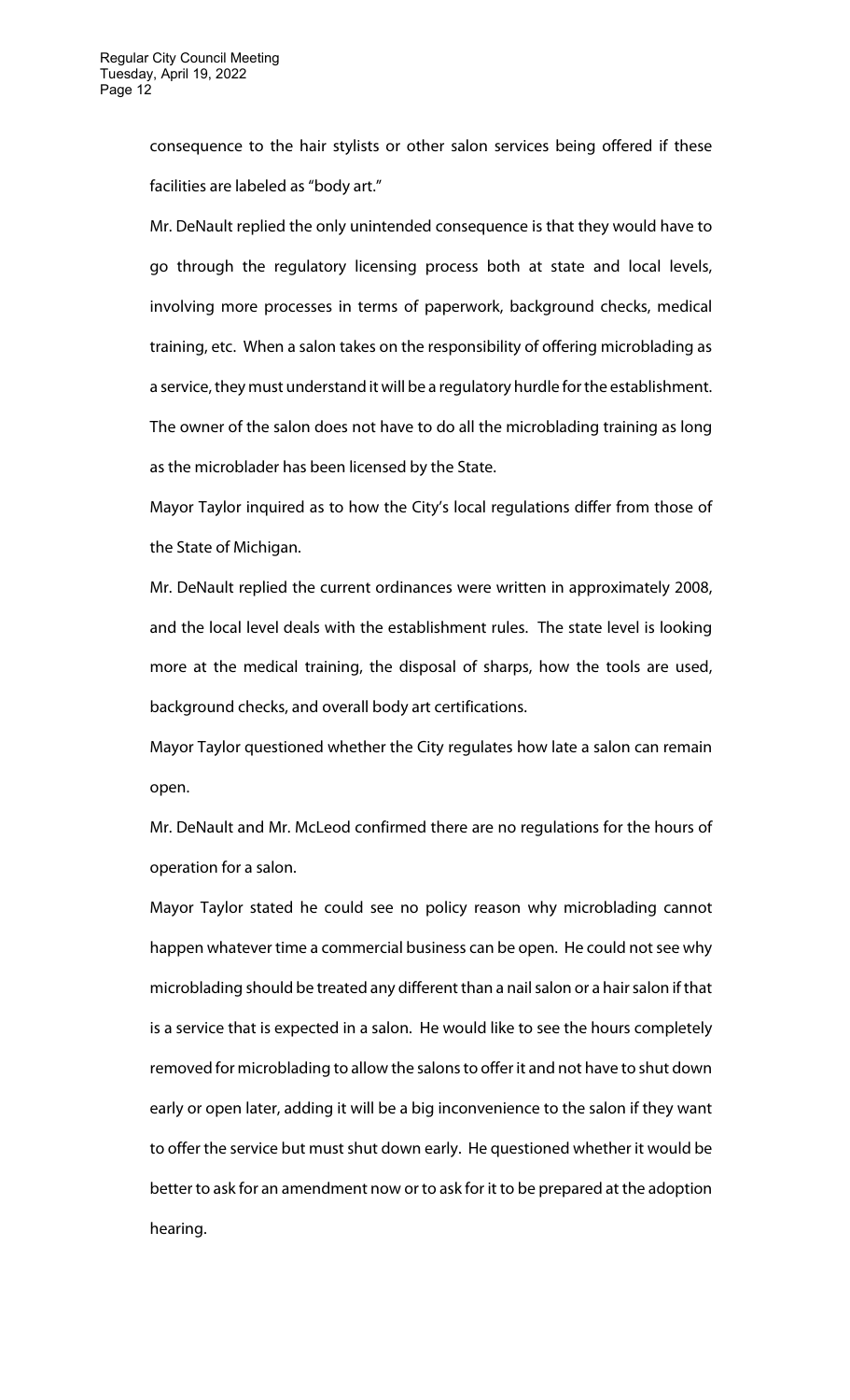consequence to the hair stylists or other salon services being offered if these facilities are labeled as "body art."

Mr. DeNault replied the only unintended consequence is that they would have to go through the regulatory licensing process both at state and local levels, involving more processes in terms of paperwork, background checks, medical training, etc. When a salon takes on the responsibility of offering microblading as a service, they must understand it will be a regulatory hurdle for the establishment. The owner of the salon does not have to do all the microblading training as long as the microblader has been licensed by the State.

Mayor Taylor inquired as to how the City's local regulations differ from those of the State of Michigan.

Mr. DeNault replied the current ordinances were written in approximately 2008, and the local level deals with the establishment rules. The state level is looking more at the medical training, the disposal of sharps, how the tools are used, background checks, and overall body art certifications.

Mayor Taylor questioned whether the City regulates how late a salon can remain open.

Mr. DeNault and Mr. McLeod confirmed there are no regulations for the hours of operation for a salon.

Mayor Taylor stated he could see no policy reason why microblading cannot happen whatever time a commercial business can be open. He could not see why microblading should be treated any different than a nail salon or a hair salon if that is a service that is expected in a salon. He would like to see the hours completely removed for microblading to allow the salons to offer it and not have to shut down early or open later, adding it will be a big inconvenience to the salon if they want to offer the service but must shut down early. He questioned whether it would be better to ask for an amendment now or to ask for it to be prepared at the adoption hearing.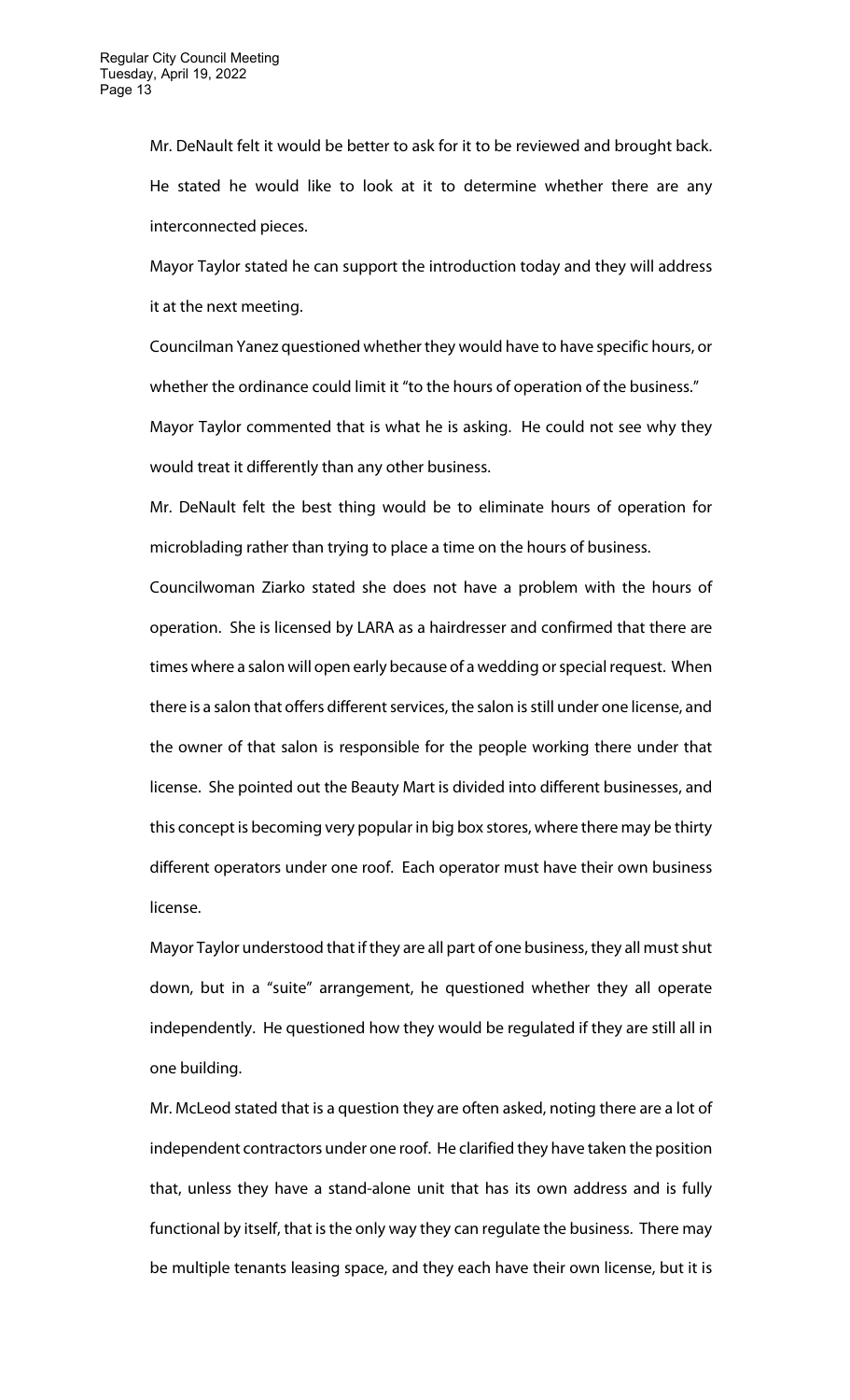Mr. DeNault felt it would be better to ask for it to be reviewed and brought back. He stated he would like to look at it to determine whether there are any interconnected pieces.

Mayor Taylor stated he can support the introduction today and they will address it at the next meeting.

Councilman Yanez questioned whether they would have to have specific hours, or whether the ordinance could limit it "to the hours of operation of the business."

Mayor Taylor commented that is what he is asking. He could not see why they would treat it differently than any other business.

Mr. DeNault felt the best thing would be to eliminate hours of operation for microblading rather than trying to place a time on the hours of business.

Councilwoman Ziarko stated she does not have a problem with the hours of operation. She is licensed by LARA as a hairdresser and confirmed that there are times where a salon will open early because of a wedding or special request. When there is a salon that offers different services, the salon is still under one license, and the owner of that salon is responsible for the people working there under that license. She pointed out the Beauty Mart is divided into different businesses, and this concept is becoming very popular in big box stores, where there may be thirty different operators under one roof. Each operator must have their own business license.

Mayor Taylor understood that if they are all part of one business, they all must shut down, but in a "suite" arrangement, he questioned whether they all operate independently. He questioned how they would be regulated if they are still all in one building.

Mr. McLeod stated that is a question they are often asked, noting there are a lot of independent contractors under one roof. He clarified they have taken the position that, unless they have a stand-alone unit that has its own address and is fully functional by itself, that is the only way they can regulate the business. There may be multiple tenants leasing space, and they each have their own license, but it is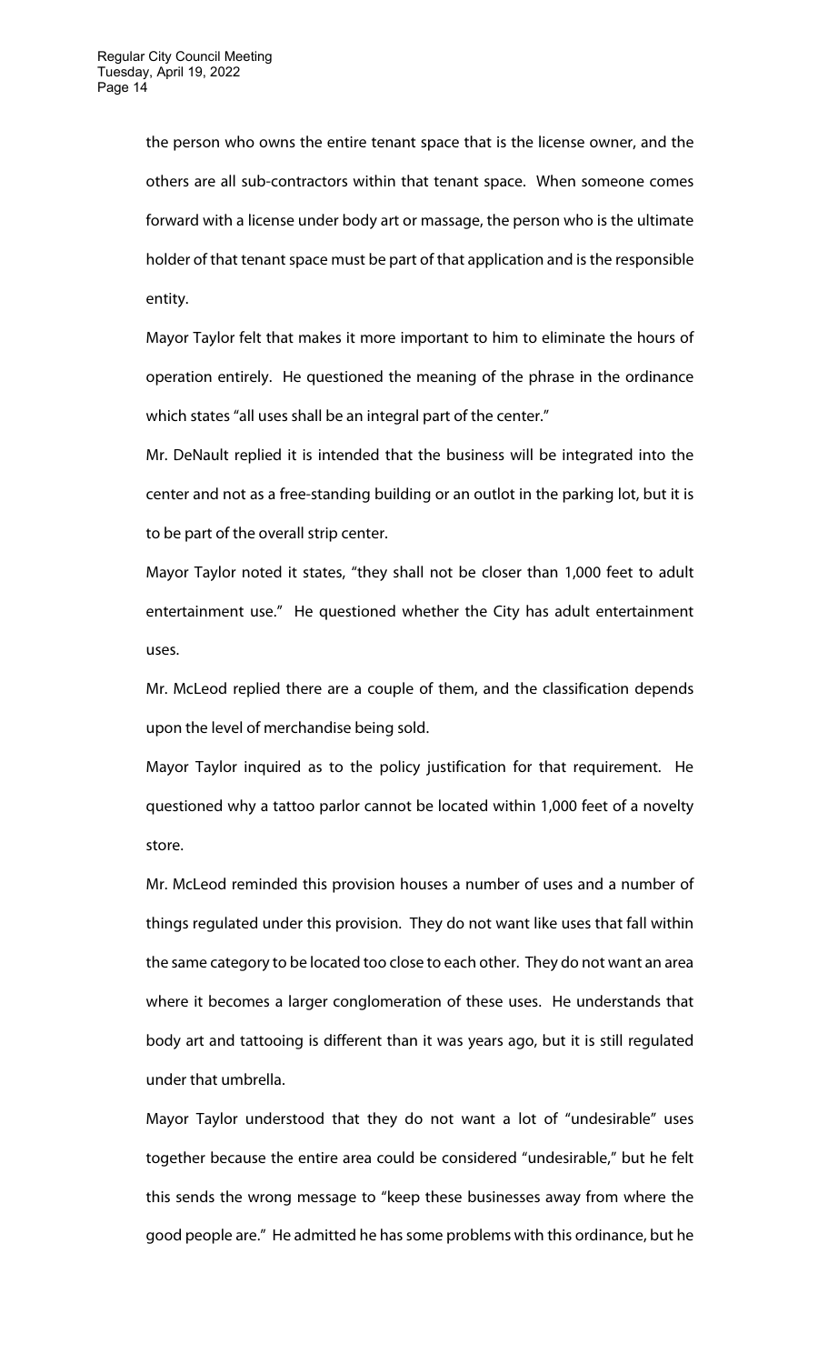the person who owns the entire tenant space that is the license owner, and the others are all sub-contractors within that tenant space. When someone comes forward with a license under body art or massage, the person who is the ultimate holder of that tenant space must be part of that application and is the responsible entity.

Mayor Taylor felt that makes it more important to him to eliminate the hours of operation entirely. He questioned the meaning of the phrase in the ordinance which states "all uses shall be an integral part of the center."

Mr. DeNault replied it is intended that the business will be integrated into the center and not as a free-standing building or an outlot in the parking lot, but it is to be part of the overall strip center.

Mayor Taylor noted it states, "they shall not be closer than 1,000 feet to adult entertainment use." He questioned whether the City has adult entertainment uses.

Mr. McLeod replied there are a couple of them, and the classification depends upon the level of merchandise being sold.

Mayor Taylor inquired as to the policy justification for that requirement. He questioned why a tattoo parlor cannot be located within 1,000 feet of a novelty store.

Mr. McLeod reminded this provision houses a number of uses and a number of things regulated under this provision. They do not want like uses that fall within the same category to be located too close to each other. They do not want an area where it becomes a larger conglomeration of these uses. He understands that body art and tattooing is different than it was years ago, but it is still regulated under that umbrella.

Mayor Taylor understood that they do not want a lot of "undesirable" uses together because the entire area could be considered "undesirable," but he felt this sends the wrong message to "keep these businesses away from where the good people are." He admitted he has some problems with this ordinance, but he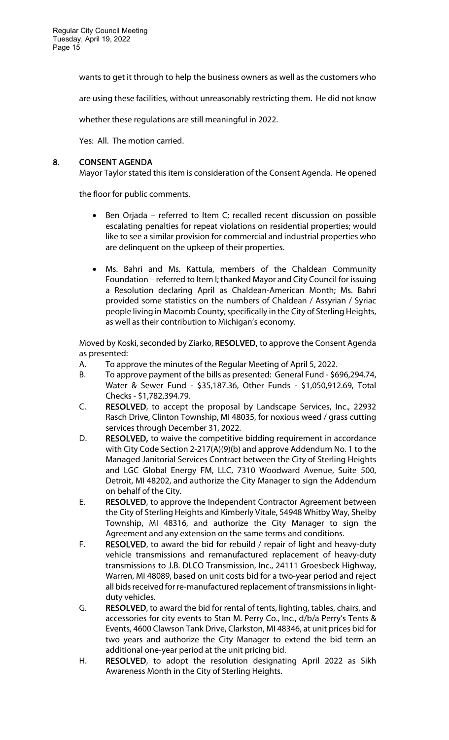wants to get it through to help the business owners as well as the customers who are using these facilities, without unreasonably restricting them. He did not know whether these regulations are still meaningful in 2022.

Yes: All. The motion carried.

## 8. CONSENT AGENDA

Mayor Taylor stated this item is consideration of the Consent Agenda. He opened the floor for public comments.

- Ben Orjada – referred to Item C; recalled recent discussion on possible escalating penalties for repeat violations on residential properties; would like to see a similar provision for commercial and industrial properties who are delinquent on the upkeep of their properties.
- Ms. Bahri and Ms. Kattula, members of the Chaldean Community Foundation – referred to Item I; thanked Mayor and City Council for issuing a Resolution declaring April as Chaldean-American Month; Ms. Bahri provided some statistics on the numbers of Chaldean / Assyrian / Syriac people living in Macomb County, specifically in the City of Sterling Heights, as well as their contribution to Michigan's economy.

Moved by Koski, seconded by Ziarko, **RESOLVED,** to approve the Consent Agenda as presented:

A. To approve the minutes of the Regular Meeting of April 5, 2022.

B. To approve payment of the bills as presented: General Fund - $696,294.74, Water & Sewer Fund - $35,187.36, Other Funds - $1,050,912.69, Total Checks - $1,782,394.79.

C. **RESOLVED**, to accept the proposal by Landscape Services, Inc., 22932 Rasch Drive, Clinton Township, MI 48035, for noxious weed / grass cutting services through December 31, 2022.

D. **RESOLVED,** to waive the competitive bidding requirement in accordance with City Code Section 2-217(A)(9)(b) and approve Addendum No. 1 to the Managed Janitorial Services Contract between the City of Sterling Heights and LGC Global Energy FM, LLC, 7310 Woodward Avenue, Suite 500, Detroit, MI 48202, and authorize the City Manager to sign the Addendum on behalf of the City.

E. **RESOLVED**, to approve the Independent Contractor Agreement between the City of Sterling Heights and Kimberly Vitale, 54948 Whitby Way, Shelby Township, MI 48316, and authorize the City Manager to sign the Agreement and any extension on the same terms and conditions.

F. **RESOLVED**, to award the bid for rebuild / repair of light and heavy-duty vehicle transmissions and remanufactured replacement of heavy-duty transmissions to J.B. DLCO Transmission, Inc., 24111 Groesbeck Highway, Warren, MI 48089, based on unit costs bid for a two-year period and reject all bids received for re-manufactured replacement of transmissions in light-duty vehicles.

G. **RESOLVED**, to award the bid for rental of tents, lighting, tables, chairs, and accessories for city events to Stan M. Perry Co., Inc., d/b/a Perry's Tents & Events, 4600 Clawson Tank Drive, Clarkston, MI 48346, at unit prices bid for two years and authorize the City Manager to extend the bid term an additional one-year period at the unit pricing bid.

H. **RESOLVED**, to adopt the resolution designating April 2022 as Sikh Awareness Month in the City of Sterling Heights.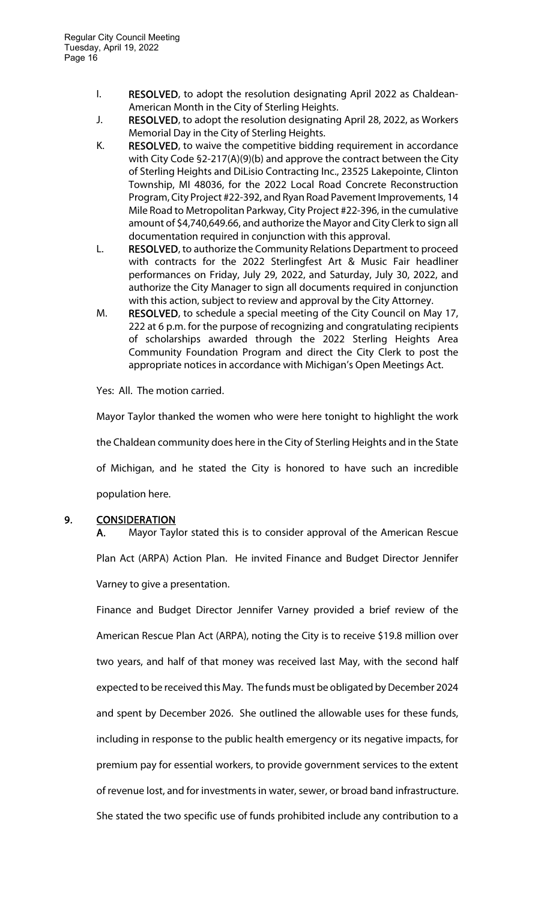I. **RESOLVED**, to adopt the resolution designating April 2022 as Chaldean-American Month in the City of Sterling Heights.

J. **RESOLVED**, to adopt the resolution designating April 28, 2022, as Workers Memorial Day in the City of Sterling Heights.

K. **RESOLVED**, to waive the competitive bidding requirement in accordance with City Code §2-217(A)(9)(b) and approve the contract between the City of Sterling Heights and DiLisio Contracting Inc., 23525 Lakepointe, Clinton Township, MI 48036, for the 2022 Local Road Concrete Reconstruction Program, City Project #22-392, and Ryan Road Pavement Improvements, 14 Mile Road to Metropolitan Parkway, City Project #22-396, in the cumulative amount of $4,740,649.66, and authorize the Mayor and City Clerk to sign all documentation required in conjunction with this approval.

L. **RESOLVED**, to authorize the Community Relations Department to proceed with contracts for the 2022 Sterlingfest Art & Music Fair headliner performances on Friday, July 29, 2022, and Saturday, July 30, 2022, and authorize the City Manager to sign all documents required in conjunction with this action, subject to review and approval by the City Attorney.

M. **RESOLVED**, to schedule a special meeting of the City Council on May 17, 222 at 6 p.m. for the purpose of recognizing and congratulating recipients of scholarships awarded through the 2022 Sterling Heights Area Community Foundation Program and direct the City Clerk to post the appropriate notices in accordance with Michigan's Open Meetings Act.

Yes: All. The motion carried.

Mayor Taylor thanked the women who were here tonight to highlight the work the Chaldean community does here in the City of Sterling Heights and in the State of Michigan, and he stated the City is honored to have such an incredible population here.

## 9. CONSIDERATION

**A.** Mayor Taylor stated this is to consider approval of the American Rescue Plan Act (ARPA) Action Plan. He invited Finance and Budget Director Jennifer Varney to give a presentation.

Finance and Budget Director Jennifer Varney provided a brief review of the American Rescue Plan Act (ARPA), noting the City is to receive $19.8 million over two years, and half of that money was received last May, with the second half expected to be received this May. The funds must be obligated by December 2024 and spent by December 2026. She outlined the allowable uses for these funds, including in response to the public health emergency or its negative impacts, for premium pay for essential workers, to provide government services to the extent of revenue lost, and for investments in water, sewer, or broad band infrastructure. She stated the two specific use of funds prohibited include any contribution to a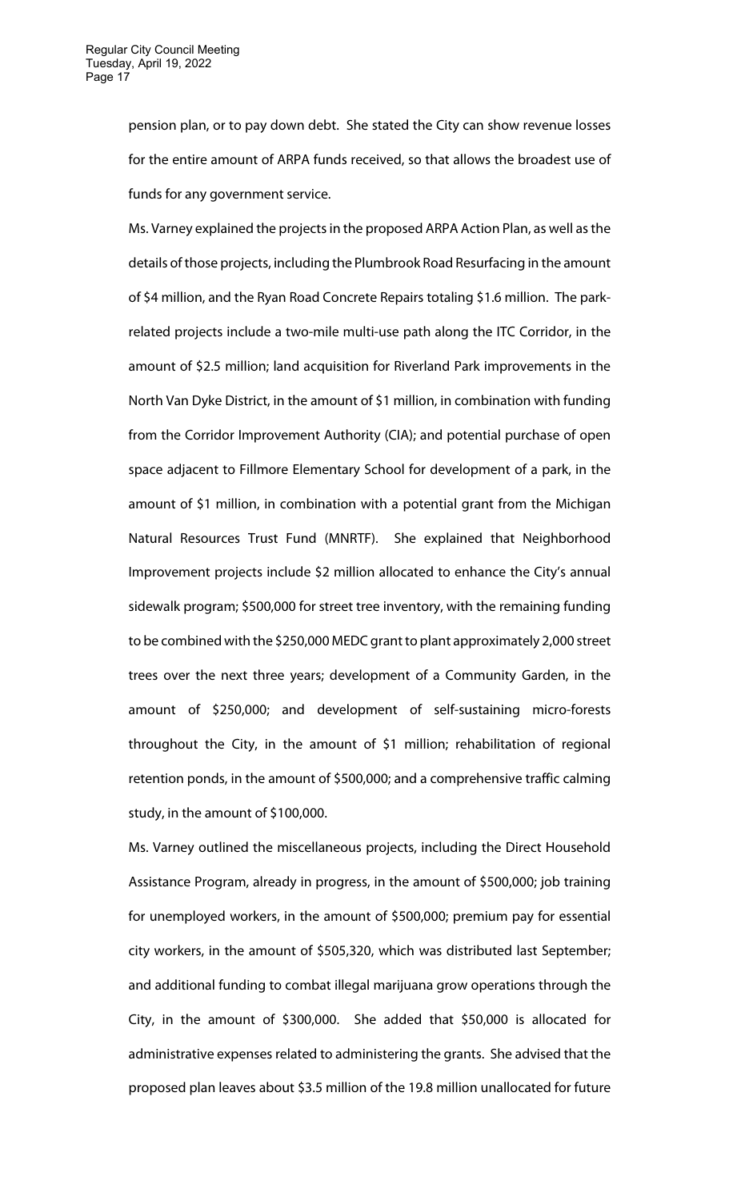pension plan, or to pay down debt. She stated the City can show revenue losses for the entire amount of ARPA funds received, so that allows the broadest use of funds for any government service.

Ms. Varney explained the projects in the proposed ARPA Action Plan, as well as the details of those projects, including the Plumbrook Road Resurfacing in the amount of $4 million, and the Ryan Road Concrete Repairs totaling $1.6 million. The park-related projects include a two-mile multi-use path along the ITC Corridor, in the amount of $2.5 million; land acquisition for Riverland Park improvements in the North Van Dyke District, in the amount of $1 million, in combination with funding from the Corridor Improvement Authority (CIA); and potential purchase of open space adjacent to Fillmore Elementary School for development of a park, in the amount of $1 million, in combination with a potential grant from the Michigan Natural Resources Trust Fund (MNRTF). She explained that Neighborhood Improvement projects include $2 million allocated to enhance the City's annual sidewalk program; $500,000 for street tree inventory, with the remaining funding to be combined with the $250,000 MEDC grant to plant approximately 2,000 street trees over the next three years; development of a Community Garden, in the amount of $250,000; and development of self-sustaining micro-forests throughout the City, in the amount of $1 million; rehabilitation of regional retention ponds, in the amount of $500,000; and a comprehensive traffic calming study, in the amount of $100,000.

Ms. Varney outlined the miscellaneous projects, including the Direct Household Assistance Program, already in progress, in the amount of $500,000; job training for unemployed workers, in the amount of $500,000; premium pay for essential city workers, in the amount of $505,320, which was distributed last September; and additional funding to combat illegal marijuana grow operations through the City, in the amount of $300,000. She added that $50,000 is allocated for administrative expenses related to administering the grants. She advised that the proposed plan leaves about $3.5 million of the 19.8 million unallocated for future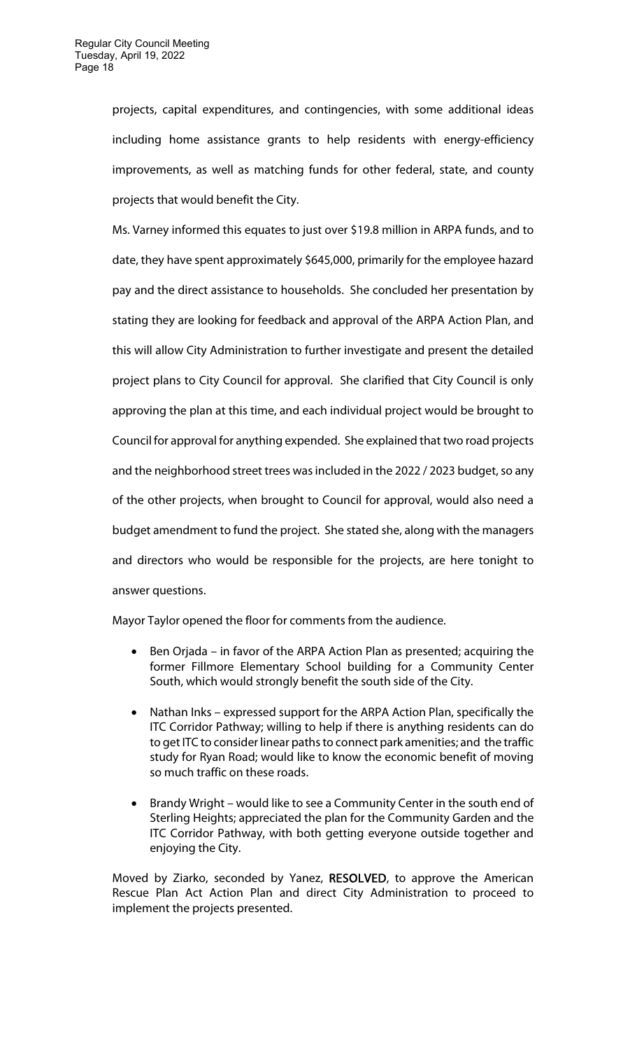projects, capital expenditures, and contingencies, with some additional ideas including home assistance grants to help residents with energy-efficiency improvements, as well as matching funds for other federal, state, and county projects that would benefit the City.

Ms. Varney informed this equates to just over $19.8 million in ARPA funds, and to date, they have spent approximately $645,000, primarily for the employee hazard pay and the direct assistance to households. She concluded her presentation by stating they are looking for feedback and approval of the ARPA Action Plan, and this will allow City Administration to further investigate and present the detailed project plans to City Council for approval. She clarified that City Council is only approving the plan at this time, and each individual project would be brought to Council for approval for anything expended. She explained that two road projects and the neighborhood street trees was included in the 2022 / 2023 budget, so any of the other projects, when brought to Council for approval, would also need a budget amendment to fund the project. She stated she, along with the managers and directors who would be responsible for the projects, are here tonight to answer questions.

Mayor Taylor opened the floor for comments from the audience.

- Ben Orjada – in favor of the ARPA Action Plan as presented; acquiring the former Fillmore Elementary School building for a Community Center South, which would strongly benefit the south side of the City.
- Nathan Inks – expressed support for the ARPA Action Plan, specifically the ITC Corridor Pathway; willing to help if there is anything residents can do to get ITC to consider linear paths to connect park amenities; and the traffic study for Ryan Road; would like to know the economic benefit of moving so much traffic on these roads.
- Brandy Wright – would like to see a Community Center in the south end of Sterling Heights; appreciated the plan for the Community Garden and the ITC Corridor Pathway, with both getting everyone outside together and enjoying the City.

Moved by Ziarko, seconded by Yanez, **RESOLVED**, to approve the American Rescue Plan Act Action Plan and direct City Administration to proceed to implement the projects presented.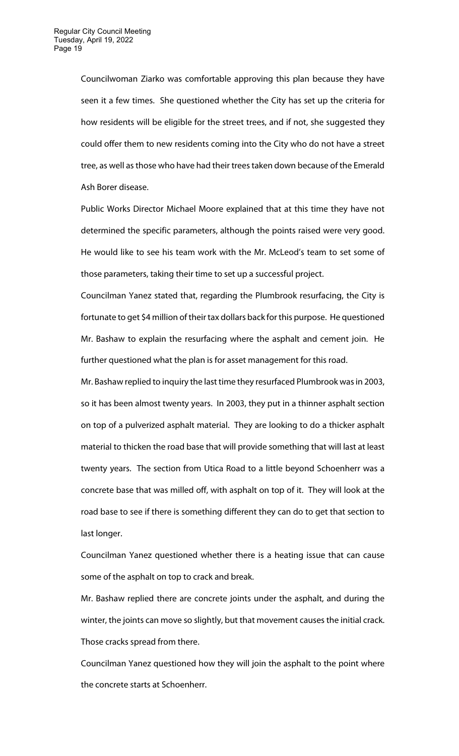Councilwoman Ziarko was comfortable approving this plan because they have seen it a few times. She questioned whether the City has set up the criteria for how residents will be eligible for the street trees, and if not, she suggested they could offer them to new residents coming into the City who do not have a street tree, as well as those who have had their trees taken down because of the Emerald Ash Borer disease.

Public Works Director Michael Moore explained that at this time they have not determined the specific parameters, although the points raised were very good. He would like to see his team work with the Mr. McLeod's team to set some of those parameters, taking their time to set up a successful project.

Councilman Yanez stated that, regarding the Plumbrook resurfacing, the City is fortunate to get $4 million of their tax dollars back for this purpose. He questioned Mr. Bashaw to explain the resurfacing where the asphalt and cement join. He further questioned what the plan is for asset management for this road.

Mr. Bashaw replied to inquiry the last time they resurfaced Plumbrook was in 2003, so it has been almost twenty years. In 2003, they put in a thinner asphalt section on top of a pulverized asphalt material. They are looking to do a thicker asphalt material to thicken the road base that will provide something that will last at least twenty years. The section from Utica Road to a little beyond Schoenherr was a concrete base that was milled off, with asphalt on top of it. They will look at the road base to see if there is something different they can do to get that section to last longer.

Councilman Yanez questioned whether there is a heating issue that can cause some of the asphalt on top to crack and break.

Mr. Bashaw replied there are concrete joints under the asphalt, and during the winter, the joints can move so slightly, but that movement causes the initial crack. Those cracks spread from there.

Councilman Yanez questioned how they will join the asphalt to the point where the concrete starts at Schoenherr.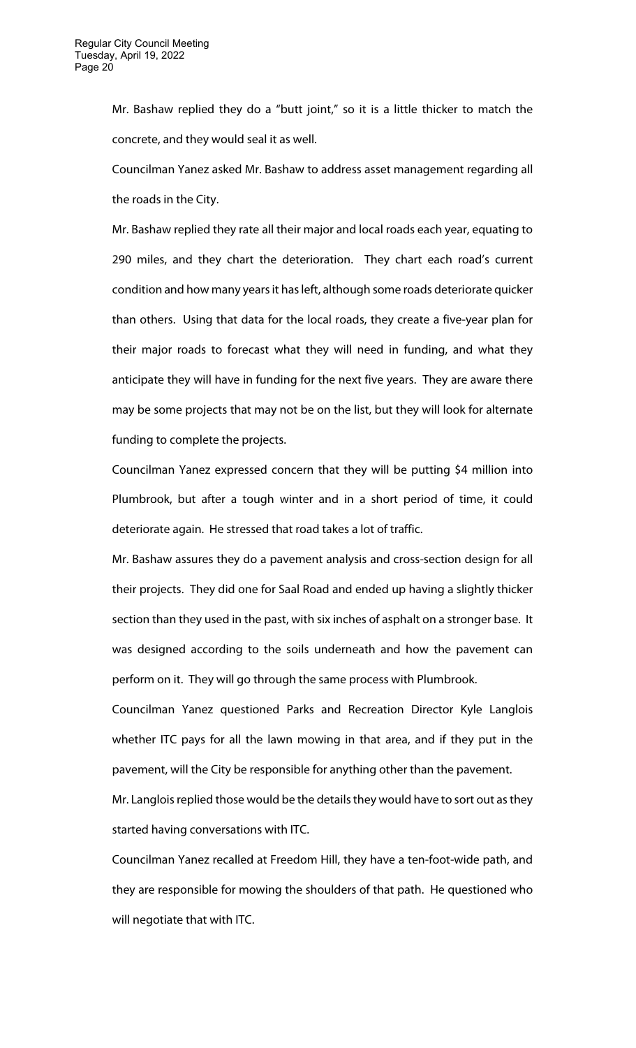Mr. Bashaw replied they do a "butt joint," so it is a little thicker to match the concrete, and they would seal it as well.

Councilman Yanez asked Mr. Bashaw to address asset management regarding all the roads in the City.

Mr. Bashaw replied they rate all their major and local roads each year, equating to 290 miles, and they chart the deterioration. They chart each road's current condition and how many years it has left, although some roads deteriorate quicker than others. Using that data for the local roads, they create a five-year plan for their major roads to forecast what they will need in funding, and what they anticipate they will have in funding for the next five years. They are aware there may be some projects that may not be on the list, but they will look for alternate funding to complete the projects.

Councilman Yanez expressed concern that they will be putting $4 million into Plumbrook, but after a tough winter and in a short period of time, it could deteriorate again. He stressed that road takes a lot of traffic.

Mr. Bashaw assures they do a pavement analysis and cross-section design for all their projects. They did one for Saal Road and ended up having a slightly thicker section than they used in the past, with six inches of asphalt on a stronger base. It was designed according to the soils underneath and how the pavement can perform on it. They will go through the same process with Plumbrook.

Councilman Yanez questioned Parks and Recreation Director Kyle Langlois whether ITC pays for all the lawn mowing in that area, and if they put in the pavement, will the City be responsible for anything other than the pavement.

Mr. Langlois replied those would be the details they would have to sort out as they started having conversations with ITC.

Councilman Yanez recalled at Freedom Hill, they have a ten-foot-wide path, and they are responsible for mowing the shoulders of that path. He questioned who will negotiate that with ITC.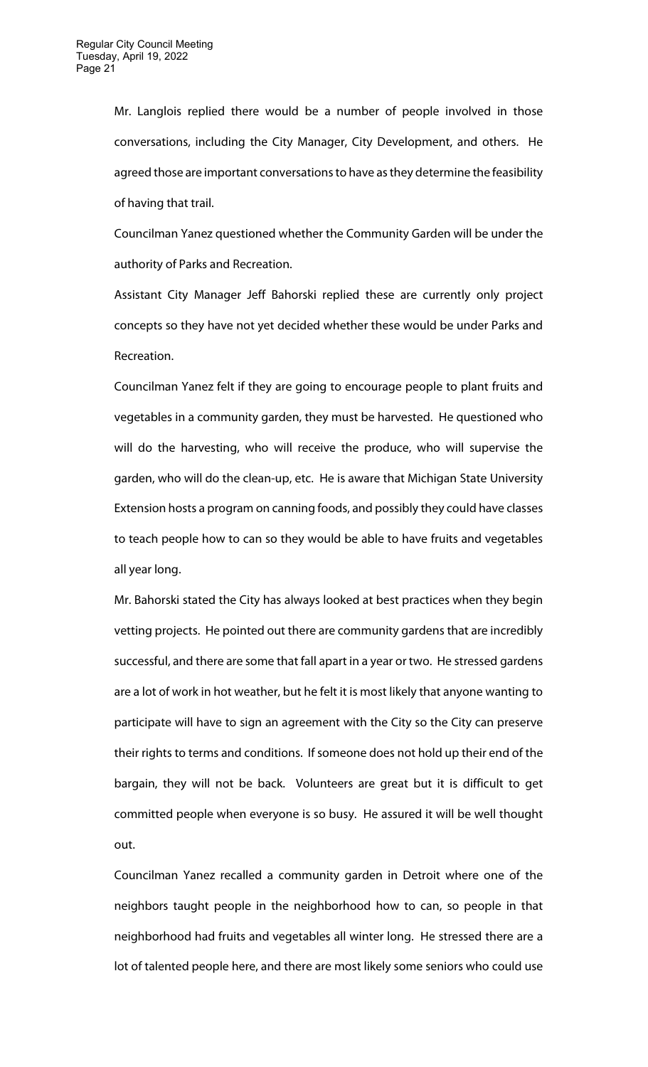Mr. Langlois replied there would be a number of people involved in those conversations, including the City Manager, City Development, and others. He agreed those are important conversations to have as they determine the feasibility of having that trail.

Councilman Yanez questioned whether the Community Garden will be under the authority of Parks and Recreation.

Assistant City Manager Jeff Bahorski replied these are currently only project concepts so they have not yet decided whether these would be under Parks and Recreation.

Councilman Yanez felt if they are going to encourage people to plant fruits and vegetables in a community garden, they must be harvested. He questioned who will do the harvesting, who will receive the produce, who will supervise the garden, who will do the clean-up, etc. He is aware that Michigan State University Extension hosts a program on canning foods, and possibly they could have classes to teach people how to can so they would be able to have fruits and vegetables all year long.

Mr. Bahorski stated the City has always looked at best practices when they begin vetting projects. He pointed out there are community gardens that are incredibly successful, and there are some that fall apart in a year or two. He stressed gardens are a lot of work in hot weather, but he felt it is most likely that anyone wanting to participate will have to sign an agreement with the City so the City can preserve their rights to terms and conditions. If someone does not hold up their end of the bargain, they will not be back. Volunteers are great but it is difficult to get committed people when everyone is so busy. He assured it will be well thought out.

Councilman Yanez recalled a community garden in Detroit where one of the neighbors taught people in the neighborhood how to can, so people in that neighborhood had fruits and vegetables all winter long. He stressed there are a lot of talented people here, and there are most likely some seniors who could use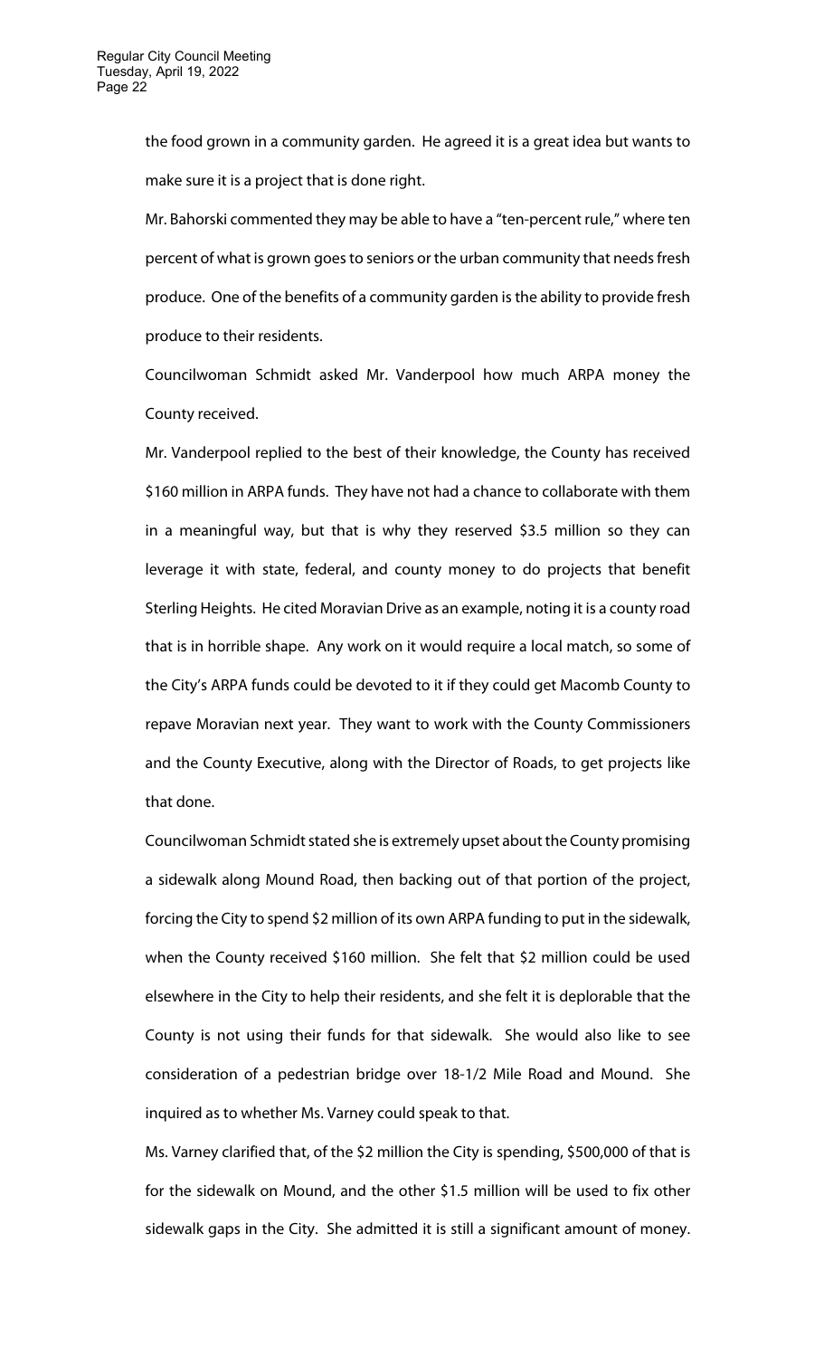the food grown in a community garden. He agreed it is a great idea but wants to make sure it is a project that is done right.

Mr. Bahorski commented they may be able to have a "ten-percent rule," where ten percent of what is grown goes to seniors or the urban community that needs fresh produce. One of the benefits of a community garden is the ability to provide fresh produce to their residents.

Councilwoman Schmidt asked Mr. Vanderpool how much ARPA money the County received.

Mr. Vanderpool replied to the best of their knowledge, the County has received $160 million in ARPA funds. They have not had a chance to collaborate with them in a meaningful way, but that is why they reserved $3.5 million so they can leverage it with state, federal, and county money to do projects that benefit Sterling Heights. He cited Moravian Drive as an example, noting it is a county road that is in horrible shape. Any work on it would require a local match, so some of the City's ARPA funds could be devoted to it if they could get Macomb County to repave Moravian next year. They want to work with the County Commissioners and the County Executive, along with the Director of Roads, to get projects like that done.

Councilwoman Schmidt stated she is extremely upset about the County promising a sidewalk along Mound Road, then backing out of that portion of the project, forcing the City to spend $2 million of its own ARPA funding to put in the sidewalk, when the County received $160 million. She felt that $2 million could be used elsewhere in the City to help their residents, and she felt it is deplorable that the County is not using their funds for that sidewalk. She would also like to see consideration of a pedestrian bridge over 18-1/2 Mile Road and Mound. She inquired as to whether Ms. Varney could speak to that.

Ms. Varney clarified that, of the $2 million the City is spending, $500,000 of that is for the sidewalk on Mound, and the other $1.5 million will be used to fix other sidewalk gaps in the City. She admitted it is still a significant amount of money.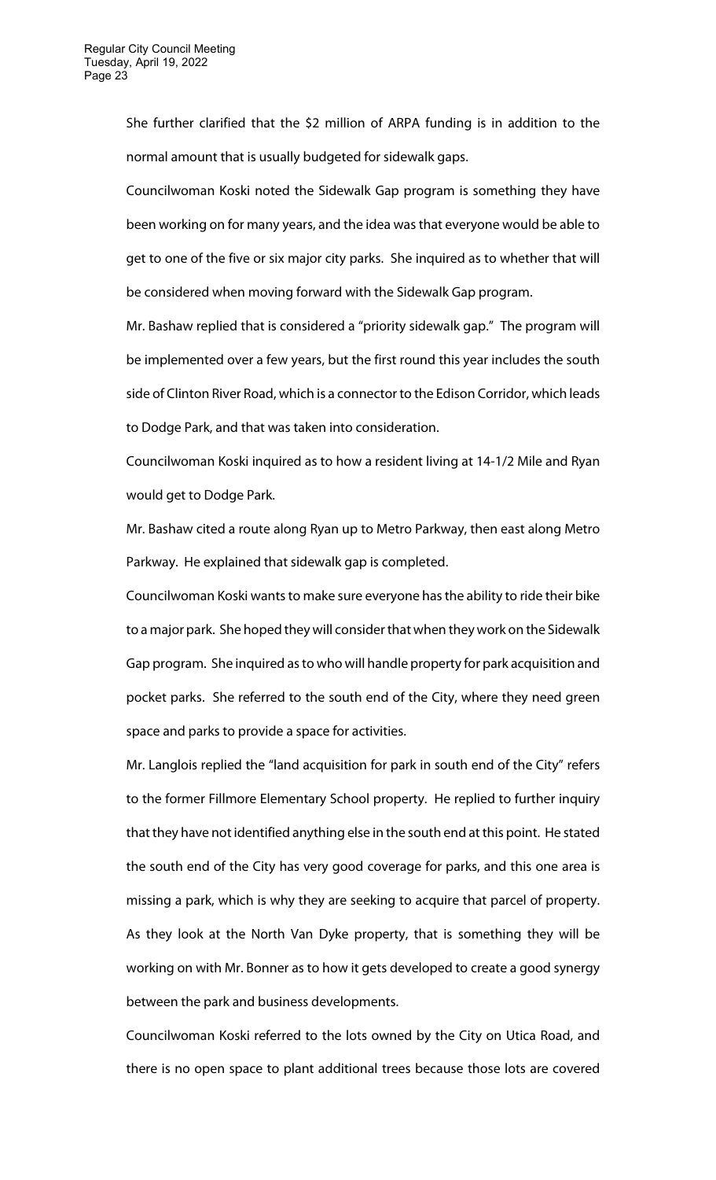She further clarified that the $2 million of ARPA funding is in addition to the normal amount that is usually budgeted for sidewalk gaps.

Councilwoman Koski noted the Sidewalk Gap program is something they have been working on for many years, and the idea was that everyone would be able to get to one of the five or six major city parks. She inquired as to whether that will be considered when moving forward with the Sidewalk Gap program.

Mr. Bashaw replied that is considered a "priority sidewalk gap." The program will be implemented over a few years, but the first round this year includes the south side of Clinton River Road, which is a connector to the Edison Corridor, which leads to Dodge Park, and that was taken into consideration.

Councilwoman Koski inquired as to how a resident living at 14-1/2 Mile and Ryan would get to Dodge Park.

Mr. Bashaw cited a route along Ryan up to Metro Parkway, then east along Metro Parkway. He explained that sidewalk gap is completed.

Councilwoman Koski wants to make sure everyone has the ability to ride their bike to a major park. She hoped they will consider that when they work on the Sidewalk Gap program. She inquired as to who will handle property for park acquisition and pocket parks. She referred to the south end of the City, where they need green space and parks to provide a space for activities.

Mr. Langlois replied the "land acquisition for park in south end of the City" refers to the former Fillmore Elementary School property. He replied to further inquiry that they have not identified anything else in the south end at this point. He stated the south end of the City has very good coverage for parks, and this one area is missing a park, which is why they are seeking to acquire that parcel of property. As they look at the North Van Dyke property, that is something they will be working on with Mr. Bonner as to how it gets developed to create a good synergy between the park and business developments.

Councilwoman Koski referred to the lots owned by the City on Utica Road, and there is no open space to plant additional trees because those lots are covered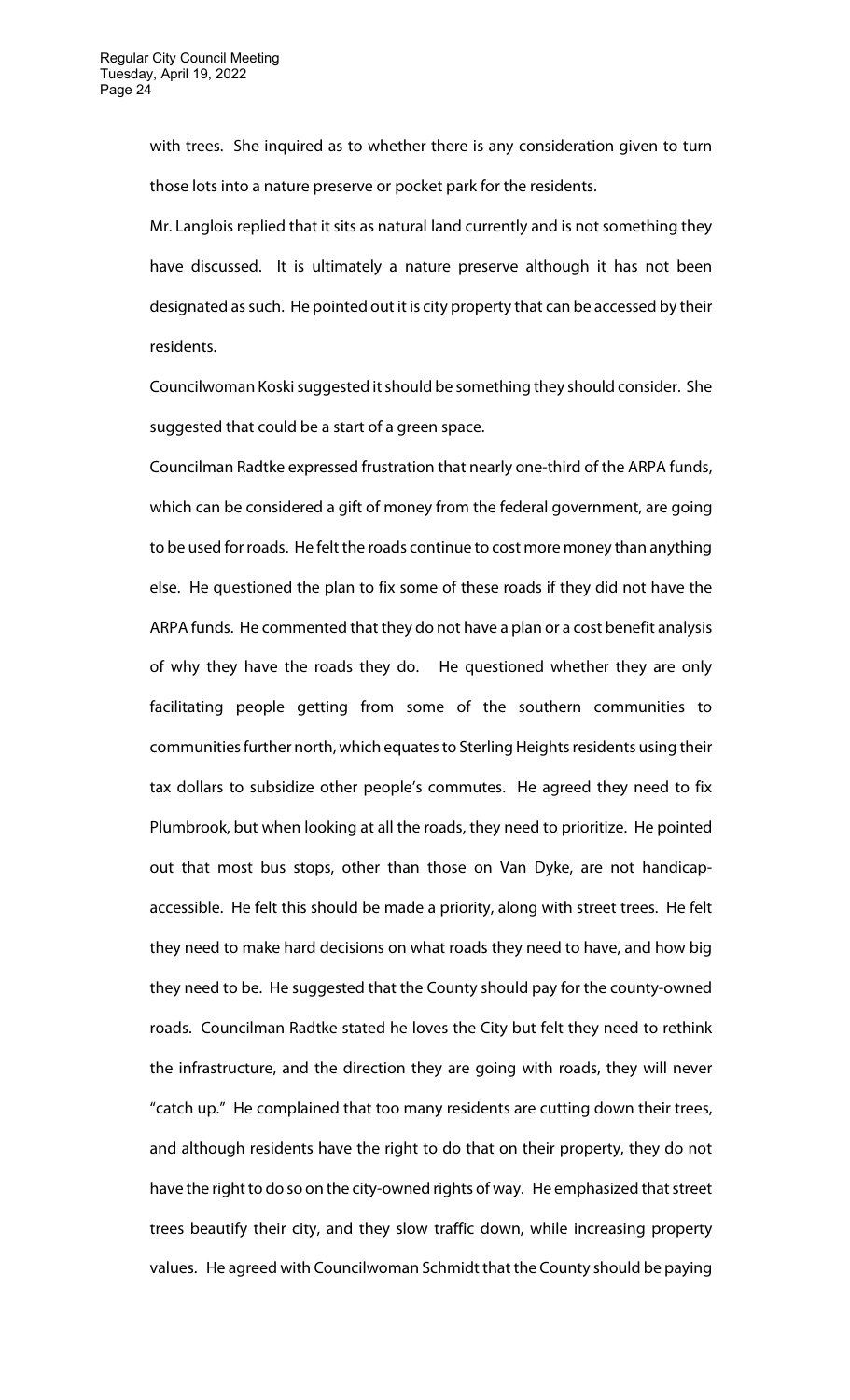with trees. She inquired as to whether there is any consideration given to turn those lots into a nature preserve or pocket park for the residents.

Mr. Langlois replied that it sits as natural land currently and is not something they have discussed. It is ultimately a nature preserve although it has not been designated as such. He pointed out it is city property that can be accessed by their residents.

Councilwoman Koski suggested it should be something they should consider. She suggested that could be a start of a green space.

Councilman Radtke expressed frustration that nearly one-third of the ARPA funds, which can be considered a gift of money from the federal government, are going to be used for roads. He felt the roads continue to cost more money than anything else. He questioned the plan to fix some of these roads if they did not have the ARPA funds. He commented that they do not have a plan or a cost benefit analysis of why they have the roads they do. He questioned whether they are only facilitating people getting from some of the southern communities to communities further north, which equates to Sterling Heights residents using their tax dollars to subsidize other people's commutes. He agreed they need to fix Plumbrook, but when looking at all the roads, they need to prioritize. He pointed out that most bus stops, other than those on Van Dyke, are not handicap-accessible. He felt this should be made a priority, along with street trees. He felt they need to make hard decisions on what roads they need to have, and how big they need to be. He suggested that the County should pay for the county-owned roads. Councilman Radtke stated he loves the City but felt they need to rethink the infrastructure, and the direction they are going with roads, they will never "catch up." He complained that too many residents are cutting down their trees, and although residents have the right to do that on their property, they do not have the right to do so on the city-owned rights of way. He emphasized that street trees beautify their city, and they slow traffic down, while increasing property values. He agreed with Councilwoman Schmidt that the County should be paying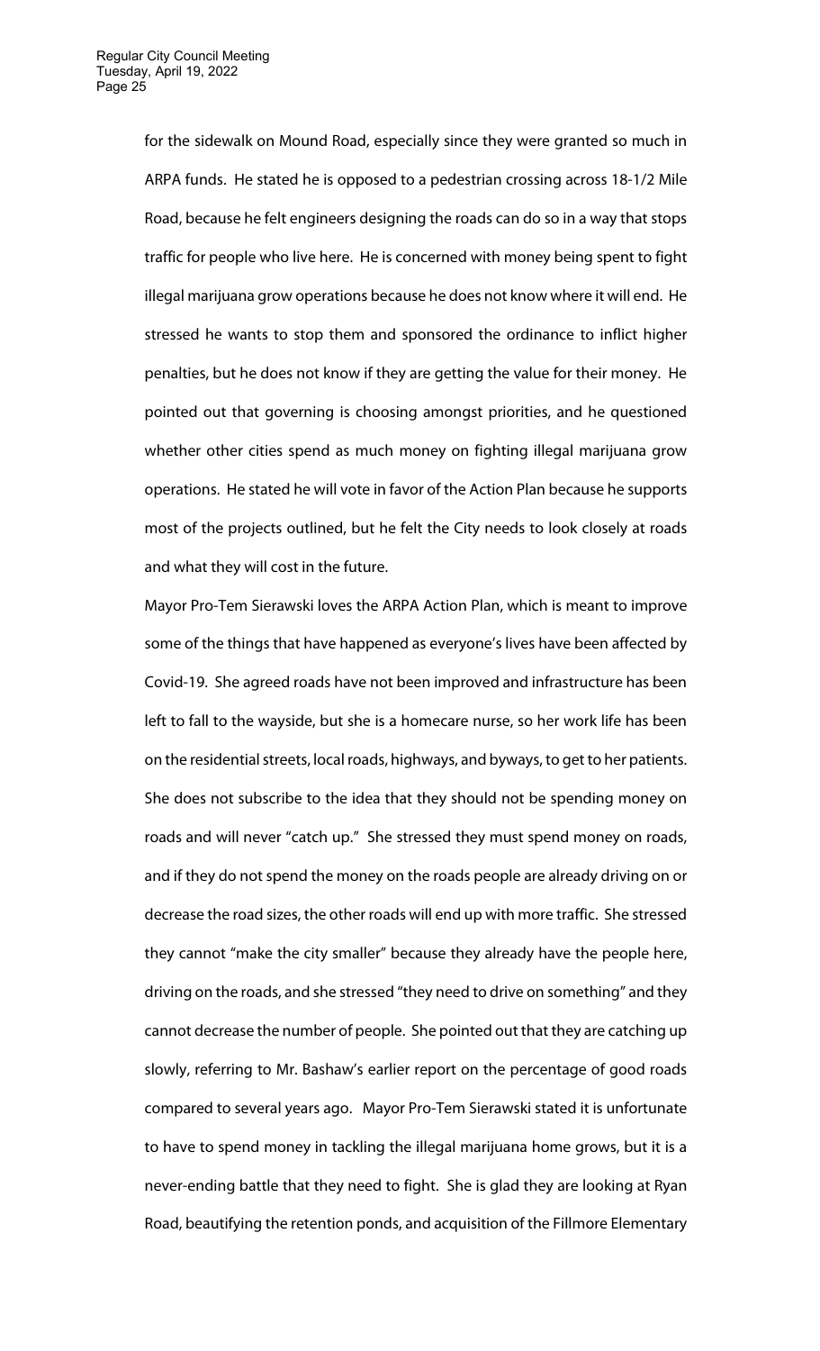for the sidewalk on Mound Road, especially since they were granted so much in ARPA funds. He stated he is opposed to a pedestrian crossing across 18-1/2 Mile Road, because he felt engineers designing the roads can do so in a way that stops traffic for people who live here. He is concerned with money being spent to fight illegal marijuana grow operations because he does not know where it will end. He stressed he wants to stop them and sponsored the ordinance to inflict higher penalties, but he does not know if they are getting the value for their money. He pointed out that governing is choosing amongst priorities, and he questioned whether other cities spend as much money on fighting illegal marijuana grow operations. He stated he will vote in favor of the Action Plan because he supports most of the projects outlined, but he felt the City needs to look closely at roads and what they will cost in the future.

Mayor Pro-Tem Sierawski loves the ARPA Action Plan, which is meant to improve some of the things that have happened as everyone's lives have been affected by Covid-19. She agreed roads have not been improved and infrastructure has been left to fall to the wayside, but she is a homecare nurse, so her work life has been on the residential streets, local roads, highways, and byways, to get to her patients. She does not subscribe to the idea that they should not be spending money on roads and will never "catch up." She stressed they must spend money on roads, and if they do not spend the money on the roads people are already driving on or decrease the road sizes, the other roads will end up with more traffic. She stressed they cannot "make the city smaller" because they already have the people here, driving on the roads, and she stressed "they need to drive on something" and they cannot decrease the number of people. She pointed out that they are catching up slowly, referring to Mr. Bashaw's earlier report on the percentage of good roads compared to several years ago. Mayor Pro-Tem Sierawski stated it is unfortunate to have to spend money in tackling the illegal marijuana home grows, but it is a never-ending battle that they need to fight. She is glad they are looking at Ryan Road, beautifying the retention ponds, and acquisition of the Fillmore Elementary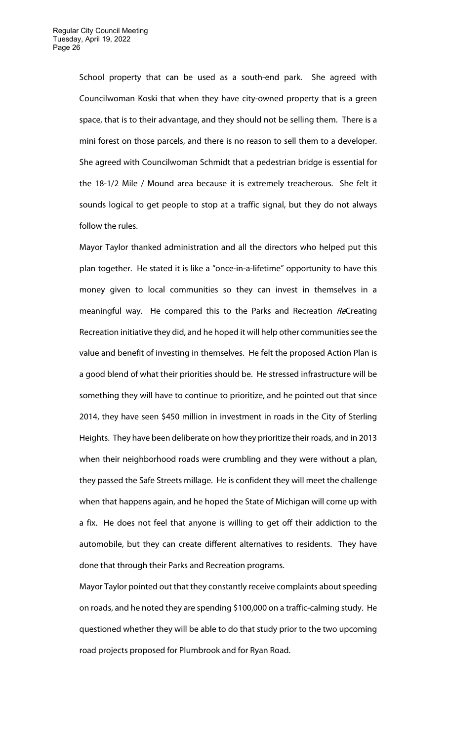School property that can be used as a south-end park. She agreed with Councilwoman Koski that when they have city-owned property that is a green space, that is to their advantage, and they should not be selling them. There is a mini forest on those parcels, and there is no reason to sell them to a developer. She agreed with Councilwoman Schmidt that a pedestrian bridge is essential for the 18-1/2 Mile / Mound area because it is extremely treacherous. She felt it sounds logical to get people to stop at a traffic signal, but they do not always follow the rules.

Mayor Taylor thanked administration and all the directors who helped put this plan together. He stated it is like a "once-in-a-lifetime" opportunity to have this money given to local communities so they can invest in themselves in a meaningful way. He compared this to the Parks and Recreation *Re*Creating Recreation initiative they did, and he hoped it will help other communities see the value and benefit of investing in themselves. He felt the proposed Action Plan is a good blend of what their priorities should be. He stressed infrastructure will be something they will have to continue to prioritize, and he pointed out that since 2014, they have seen $450 million in investment in roads in the City of Sterling Heights. They have been deliberate on how they prioritize their roads, and in 2013 when their neighborhood roads were crumbling and they were without a plan, they passed the Safe Streets millage. He is confident they will meet the challenge when that happens again, and he hoped the State of Michigan will come up with a fix. He does not feel that anyone is willing to get off their addiction to the automobile, but they can create different alternatives to residents. They have done that through their Parks and Recreation programs.

Mayor Taylor pointed out that they constantly receive complaints about speeding on roads, and he noted they are spending $100,000 on a traffic-calming study. He questioned whether they will be able to do that study prior to the two upcoming road projects proposed for Plumbrook and for Ryan Road.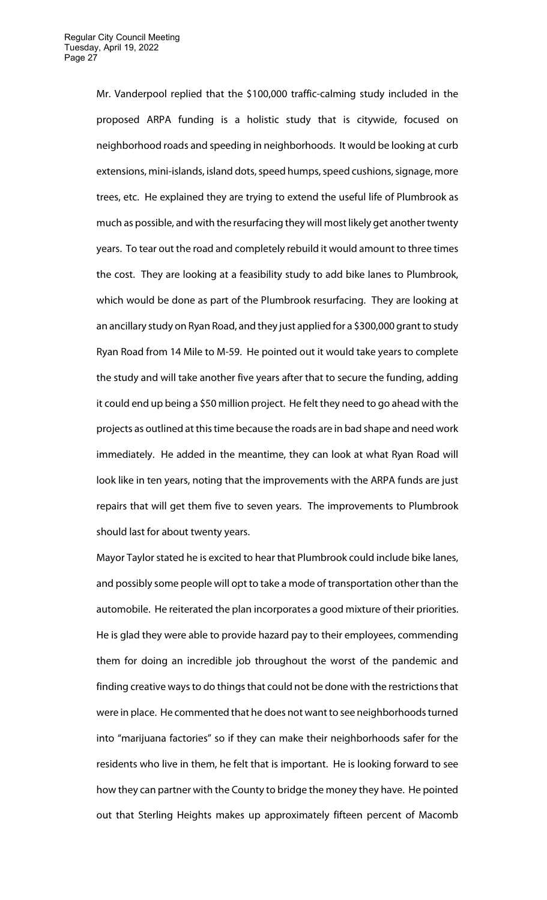Mr. Vanderpool replied that the $100,000 traffic-calming study included in the proposed ARPA funding is a holistic study that is citywide, focused on neighborhood roads and speeding in neighborhoods. It would be looking at curb extensions, mini-islands, island dots, speed humps, speed cushions, signage, more trees, etc. He explained they are trying to extend the useful life of Plumbrook as much as possible, and with the resurfacing they will most likely get another twenty years. To tear out the road and completely rebuild it would amount to three times the cost. They are looking at a feasibility study to add bike lanes to Plumbrook, which would be done as part of the Plumbrook resurfacing. They are looking at an ancillary study on Ryan Road, and they just applied for a $300,000 grant to study Ryan Road from 14 Mile to M-59. He pointed out it would take years to complete the study and will take another five years after that to secure the funding, adding it could end up being a $50 million project. He felt they need to go ahead with the projects as outlined at this time because the roads are in bad shape and need work immediately. He added in the meantime, they can look at what Ryan Road will look like in ten years, noting that the improvements with the ARPA funds are just repairs that will get them five to seven years. The improvements to Plumbrook should last for about twenty years.

Mayor Taylor stated he is excited to hear that Plumbrook could include bike lanes, and possibly some people will opt to take a mode of transportation other than the automobile. He reiterated the plan incorporates a good mixture of their priorities. He is glad they were able to provide hazard pay to their employees, commending them for doing an incredible job throughout the worst of the pandemic and finding creative ways to do things that could not be done with the restrictions that were in place. He commented that he does not want to see neighborhoods turned into "marijuana factories" so if they can make their neighborhoods safer for the residents who live in them, he felt that is important. He is looking forward to see how they can partner with the County to bridge the money they have. He pointed out that Sterling Heights makes up approximately fifteen percent of Macomb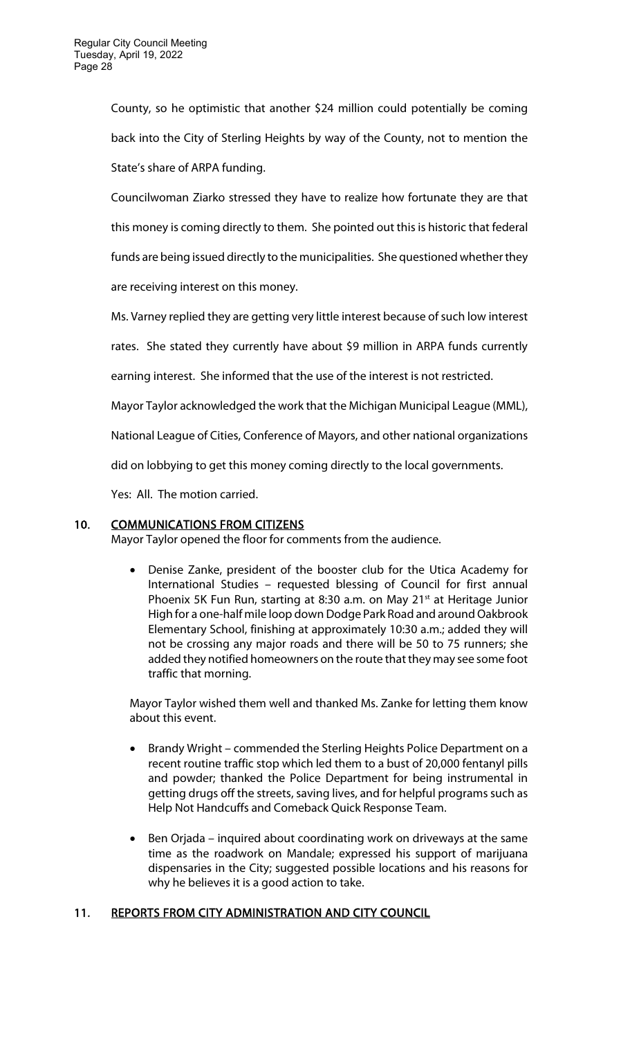County, so he optimistic that another $24 million could potentially be coming back into the City of Sterling Heights by way of the County, not to mention the State's share of ARPA funding.

Councilwoman Ziarko stressed they have to realize how fortunate they are that this money is coming directly to them. She pointed out this is historic that federal funds are being issued directly to the municipalities. She questioned whether they are receiving interest on this money.

Ms. Varney replied they are getting very little interest because of such low interest rates. She stated they currently have about $9 million in ARPA funds currently earning interest. She informed that the use of the interest is not restricted.

Mayor Taylor acknowledged the work that the Michigan Municipal League (MML), National League of Cities, Conference of Mayors, and other national organizations did on lobbying to get this money coming directly to the local governments.

Yes: All. The motion carried.

## 10. COMMUNICATIONS FROM CITIZENS

Mayor Taylor opened the floor for comments from the audience.

- Denise Zanke, president of the booster club for the Utica Academy for International Studies – requested blessing of Council for first annual Phoenix 5K Fun Run, starting at 8:30 a.m. on May 21st at Heritage Junior High for a one-half mile loop down Dodge Park Road and around Oakbrook Elementary School, finishing at approximately 10:30 a.m.; added they will not be crossing any major roads and there will be 50 to 75 runners; she added they notified homeowners on the route that they may see some foot traffic that morning.

Mayor Taylor wished them well and thanked Ms. Zanke for letting them know about this event.

- Brandy Wright – commended the Sterling Heights Police Department on a recent routine traffic stop which led them to a bust of 20,000 fentanyl pills and powder; thanked the Police Department for being instrumental in getting drugs off the streets, saving lives, and for helpful programs such as Help Not Handcuffs and Comeback Quick Response Team.

- Ben Orjada – inquired about coordinating work on driveways at the same time as the roadwork on Mandale; expressed his support of marijuana dispensaries in the City; suggested possible locations and his reasons for why he believes it is a good action to take.

## 11. REPORTS FROM CITY ADMINISTRATION AND CITY COUNCIL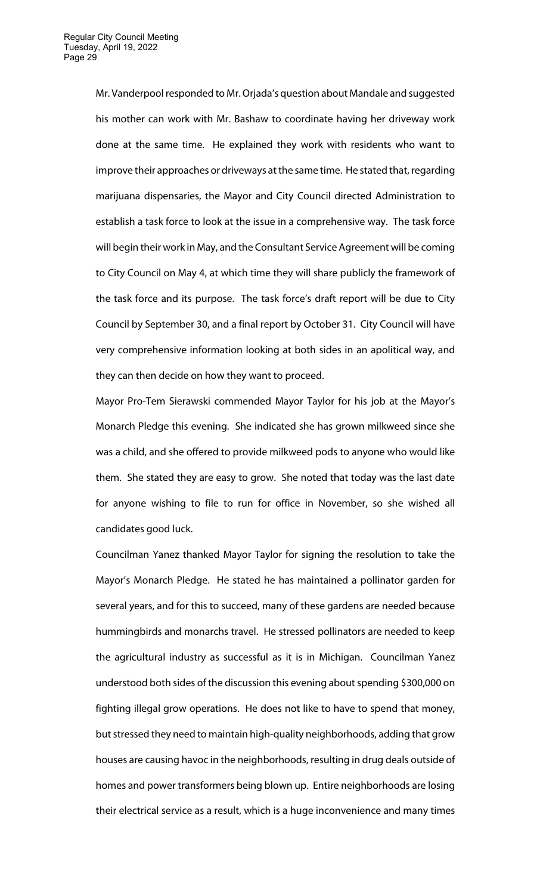Mr. Vanderpool responded to Mr. Orjada's question about Mandale and suggested his mother can work with Mr. Bashaw to coordinate having her driveway work done at the same time. He explained they work with residents who want to improve their approaches or driveways at the same time. He stated that, regarding marijuana dispensaries, the Mayor and City Council directed Administration to establish a task force to look at the issue in a comprehensive way. The task force will begin their work in May, and the Consultant Service Agreement will be coming to City Council on May 4, at which time they will share publicly the framework of the task force and its purpose. The task force's draft report will be due to City Council by September 30, and a final report by October 31. City Council will have very comprehensive information looking at both sides in an apolitical way, and they can then decide on how they want to proceed.

Mayor Pro-Tem Sierawski commended Mayor Taylor for his job at the Mayor's Monarch Pledge this evening. She indicated she has grown milkweed since she was a child, and she offered to provide milkweed pods to anyone who would like them. She stated they are easy to grow. She noted that today was the last date for anyone wishing to file to run for office in November, so she wished all candidates good luck.

Councilman Yanez thanked Mayor Taylor for signing the resolution to take the Mayor's Monarch Pledge. He stated he has maintained a pollinator garden for several years, and for this to succeed, many of these gardens are needed because hummingbirds and monarchs travel. He stressed pollinators are needed to keep the agricultural industry as successful as it is in Michigan. Councilman Yanez understood both sides of the discussion this evening about spending $300,000 on fighting illegal grow operations. He does not like to have to spend that money, but stressed they need to maintain high-quality neighborhoods, adding that grow houses are causing havoc in the neighborhoods, resulting in drug deals outside of homes and power transformers being blown up. Entire neighborhoods are losing their electrical service as a result, which is a huge inconvenience and many times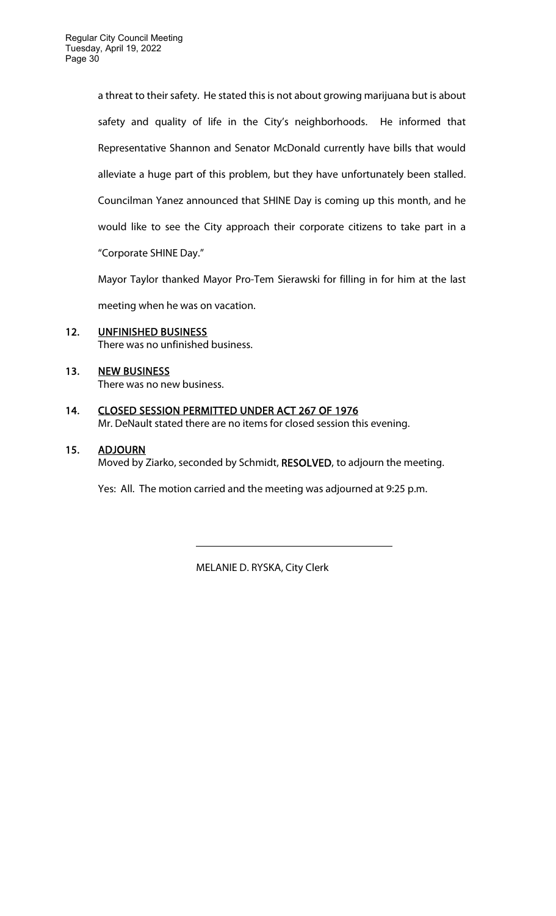a threat to their safety. He stated this is not about growing marijuana but is about safety and quality of life in the City's neighborhoods. He informed that Representative Shannon and Senator McDonald currently have bills that would alleviate a huge part of this problem, but they have unfortunately been stalled. Councilman Yanez announced that SHINE Day is coming up this month, and he would like to see the City approach their corporate citizens to take part in a "Corporate SHINE Day."

Mayor Taylor thanked Mayor Pro-Tem Sierawski for filling in for him at the last meeting when he was on vacation.

## 12. UNFINISHED BUSINESS

There was no unfinished business.

## 13. NEW BUSINESS

There was no new business.

## 14. CLOSED SESSION PERMITTED UNDER ACT 267 OF 1976

Mr. DeNault stated there are no items for closed session this evening.

## 15. ADJOURN

Moved by Ziarko, seconded by Schmidt, **RESOLVED**, to adjourn the meeting.

Yes: All. The motion carried and the meeting was adjourned at 9:25 p.m.

MELANIE D. RYSKA, City Clerk